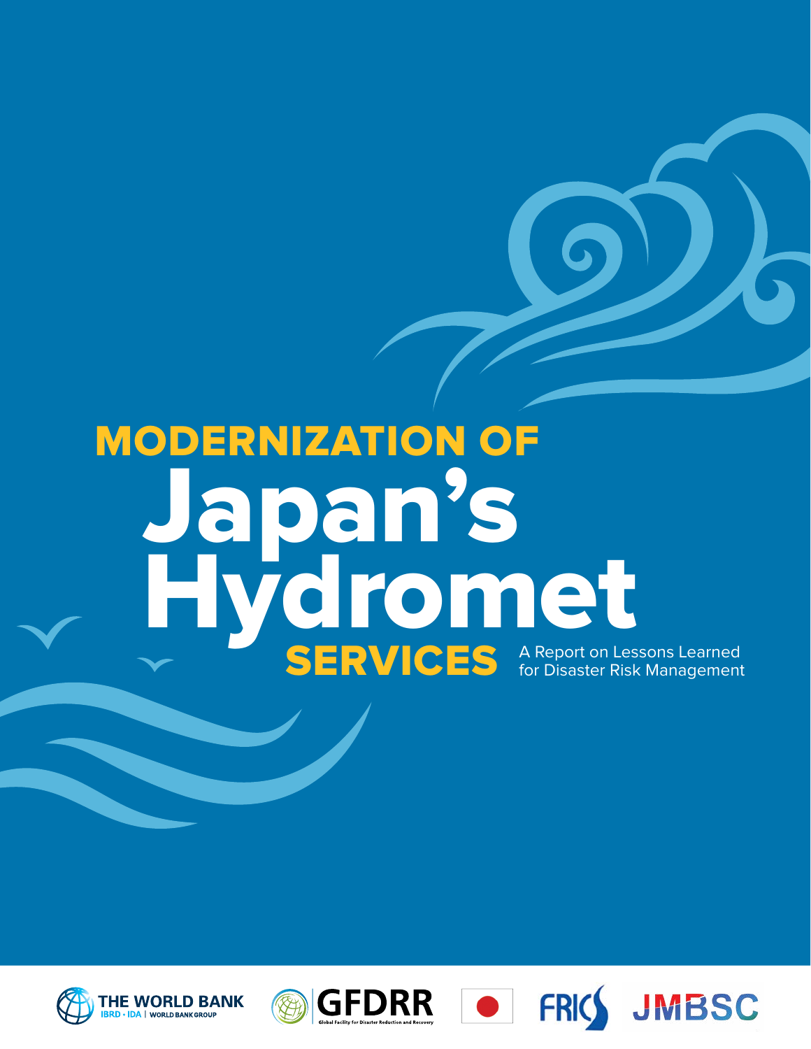# MODERNIZATION OF Japan's Hydromet SERVICES

A Report on Lessons Learned for Disaster Risk Management

THE WORLD BANK
IBRD • IDA | WORLD BANK GROUP

GFDRR
Global Facility for Disaster Reduction and Recovery

FRICS

JMBSC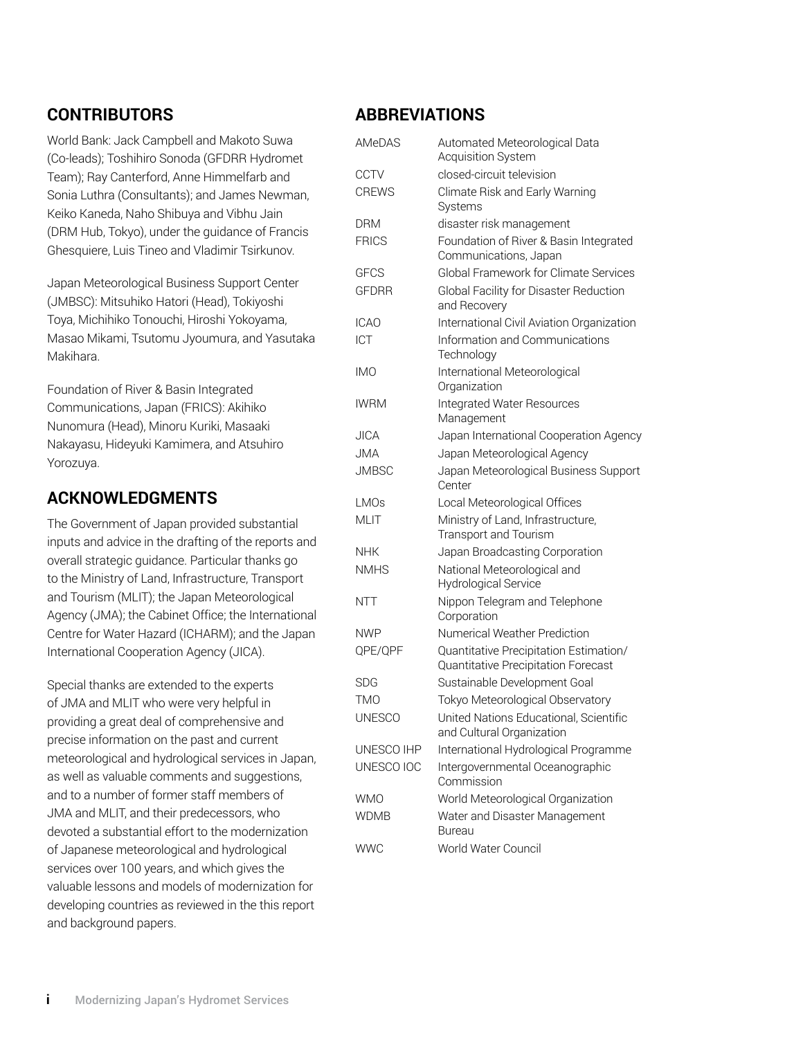## CONTRIBUTORS

World Bank: Jack Campbell and Makoto Suwa (Co-leads); Toshihiro Sonoda (GFDRR Hydromet Team); Ray Canterford, Anne Himmelfarb and Sonia Luthra (Consultants); and James Newman, Keiko Kaneda, Naho Shibuya and Vibhu Jain (DRM Hub, Tokyo), under the guidance of Francis Ghesquiere, Luis Tineo and Vladimir Tsirkunov.

Japan Meteorological Business Support Center (JMBSC): Mitsuhiko Hatori (Head), Tokiyoshi Toya, Michihiko Tonouchi, Hiroshi Yokoyama, Masao Mikami, Tsutomu Jyoumura, and Yasutaka Makihara.

Foundation of River & Basin Integrated Communications, Japan (FRICS): Akihiko Nunomura (Head), Minoru Kuriki, Masaaki Nakayasu, Hideyuki Kamimera, and Atsuhiro Yorozuya.

## ACKNOWLEDGMENTS

The Government of Japan provided substantial inputs and advice in the drafting of the reports and overall strategic guidance. Particular thanks go to the Ministry of Land, Infrastructure, Transport and Tourism (MLIT); the Japan Meteorological Agency (JMA); the Cabinet Office; the International Centre for Water Hazard (ICHARM); and the Japan International Cooperation Agency (JICA).

Special thanks are extended to the experts of JMA and MLIT who were very helpful in providing a great deal of comprehensive and precise information on the past and current meteorological and hydrological services in Japan, as well as valuable comments and suggestions, and to a number of former staff members of JMA and MLIT, and their predecessors, who devoted a substantial effort to the modernization of Japanese meteorological and hydrological services over 100 years, and which gives the valuable lessons and models of modernization for developing countries as reviewed in the this report and background papers.

## ABBREVIATIONS

| | |
|---|---|
| AMeDAS | Automated Meteorological Data Acquisition System |
| CCTV | closed-circuit television |
| CREWS | Climate Risk and Early Warning Systems |
| DRM | disaster risk management |
| FRICS | Foundation of River & Basin Integrated Communications, Japan |
| GFCS | Global Framework for Climate Services |
| GFDRR | Global Facility for Disaster Reduction and Recovery |
| ICAO | International Civil Aviation Organization |
| ICT | Information and Communications Technology |
| IMO | International Meteorological Organization |
| IWRM | Integrated Water Resources Management |
| JICA | Japan International Cooperation Agency |
| JMA | Japan Meteorological Agency |
| JMBSC | Japan Meteorological Business Support Center |
| LMOs | Local Meteorological Offices |
| MLIT | Ministry of Land, Infrastructure, Transport and Tourism |
| NHK | Japan Broadcasting Corporation |
| NMHS | National Meteorological and Hydrological Service |
| NTT | Nippon Telegram and Telephone Corporation |
| NWP | Numerical Weather Prediction |
| QPE/QPF | Quantitative Precipitation Estimation/ Quantitative Precipitation Forecast |
| SDG | Sustainable Development Goal |
| TMO | Tokyo Meteorological Observatory |
| UNESCO | United Nations Educational, Scientific and Cultural Organization |
| UNESCO IHP | International Hydrological Programme |
| UNESCO IOC | Intergovernmental Oceanographic Commission |
| WMO | World Meteorological Organization |
| WDMB | Water and Disaster Management Bureau |
| WWC | World Water Council |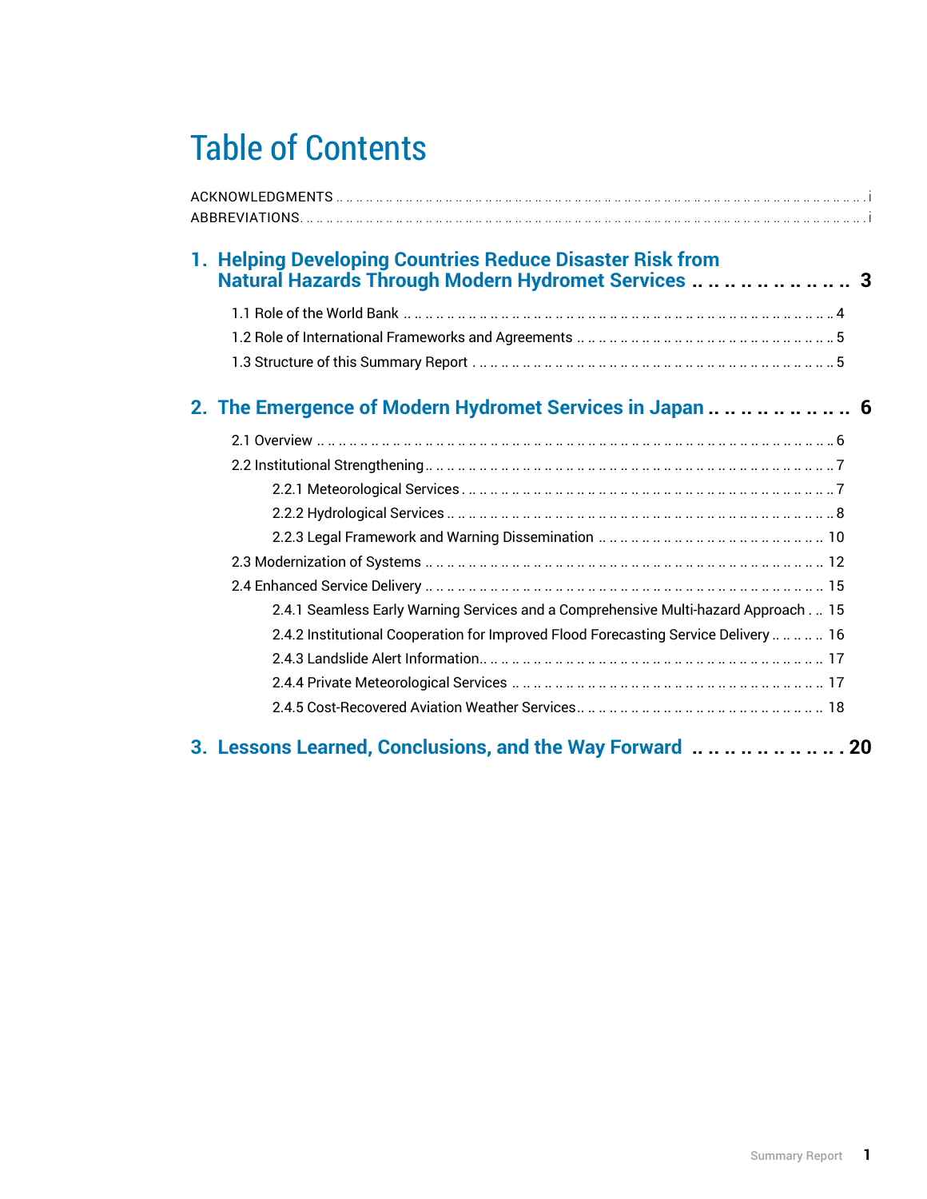# Table of Contents

ACKNOWLEDGMENTS .......... i
ABBREVIATIONS .......... i

**1. Helping Developing Countries Reduce Disaster Risk from Natural Hazards Through Modern Hydromet Services .......... 3**

1.1 Role of the World Bank .......... 4
1.2 Role of International Frameworks and Agreements .......... 5
1.3 Structure of this Summary Report .......... 5

**2. The Emergence of Modern Hydromet Services in Japan .......... 6**

2.1 Overview .......... 6
2.2 Institutional Strengthening .......... 7
- 2.2.1 Meteorological Services .......... 7
- 2.2.2 Hydrological Services .......... 8
- 2.2.3 Legal Framework and Warning Dissemination .......... 10

2.3 Modernization of Systems .......... 12
2.4 Enhanced Service Delivery .......... 15
- 2.4.1 Seamless Early Warning Services and a Comprehensive Multi-hazard Approach .......... 15
- 2.4.2 Institutional Cooperation for Improved Flood Forecasting Service Delivery .......... 16
- 2.4.3 Landslide Alert Information .......... 17
- 2.4.4 Private Meteorological Services .......... 17
- 2.4.5 Cost-Recovered Aviation Weather Services .......... 18

**3. Lessons Learned, Conclusions, and the Way Forward .......... 20**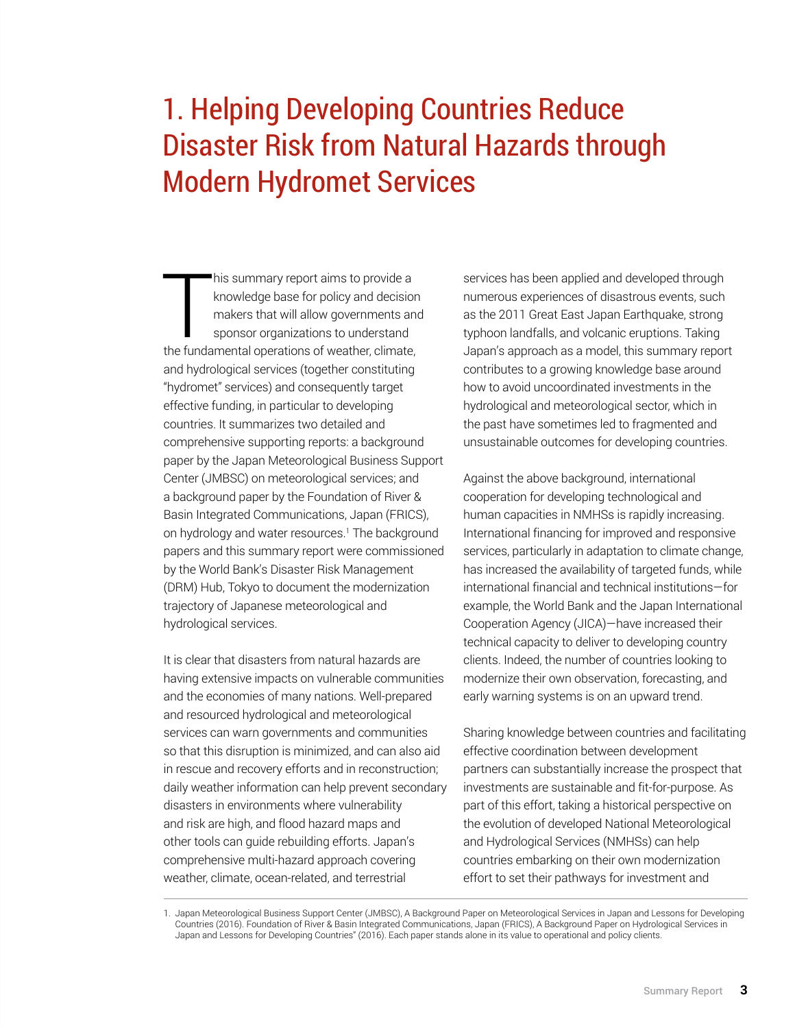# 1. Helping Developing Countries Reduce Disaster Risk from Natural Hazards through Modern Hydromet Services

This summary report aims to provide a knowledge base for policy and decision makers that will allow governments and sponsor organizations to understand the fundamental operations of weather, climate, and hydrological services (together constituting "hydromet" services) and consequently target effective funding, in particular to developing countries. It summarizes two detailed and comprehensive supporting reports: a background paper by the Japan Meteorological Business Support Center (JMBSC) on meteorological services; and a background paper by the Foundation of River & Basin Integrated Communications, Japan (FRICS), on hydrology and water resources.[1] The background papers and this summary report were commissioned by the World Bank's Disaster Risk Management (DRM) Hub, Tokyo to document the modernization trajectory of Japanese meteorological and hydrological services.

It is clear that disasters from natural hazards are having extensive impacts on vulnerable communities and the economies of many nations. Well-prepared and resourced hydrological and meteorological services can warn governments and communities so that this disruption is minimized, and can also aid in rescue and recovery efforts and in reconstruction; daily weather information can help prevent secondary disasters in environments where vulnerability and risk are high, and flood hazard maps and other tools can guide rebuilding efforts. Japan's comprehensive multi-hazard approach covering weather, climate, ocean-related, and terrestrial services has been applied and developed through numerous experiences of disastrous events, such as the 2011 Great East Japan Earthquake, strong typhoon landfalls, and volcanic eruptions. Taking Japan's approach as a model, this summary report contributes to a growing knowledge base around how to avoid uncoordinated investments in the hydrological and meteorological sector, which in the past have sometimes led to fragmented and unsustainable outcomes for developing countries.

Against the above background, international cooperation for developing technological and human capacities in NMHSs is rapidly increasing. International financing for improved and responsive services, particularly in adaptation to climate change, has increased the availability of targeted funds, while international financial and technical institutions—for example, the World Bank and the Japan International Cooperation Agency (JICA)—have increased their technical capacity to deliver to developing country clients. Indeed, the number of countries looking to modernize their own observation, forecasting, and early warning systems is on an upward trend.

Sharing knowledge between countries and facilitating effective coordination between development partners can substantially increase the prospect that investments are sustainable and fit-for-purpose. As part of this effort, taking a historical perspective on the evolution of developed National Meteorological and Hydrological Services (NMHSs) can help countries embarking on their own modernization effort to set their pathways for investment and

---

1. Japan Meteorological Business Support Center (JMBSC), A Background Paper on Meteorological Services in Japan and Lessons for Developing Countries (2016). Foundation of River & Basin Integrated Communications, Japan (FRICS), A Background Paper on Hydrological Services in Japan and Lessons for Developing Countries" (2016). Each paper stands alone in its value to operational and policy clients.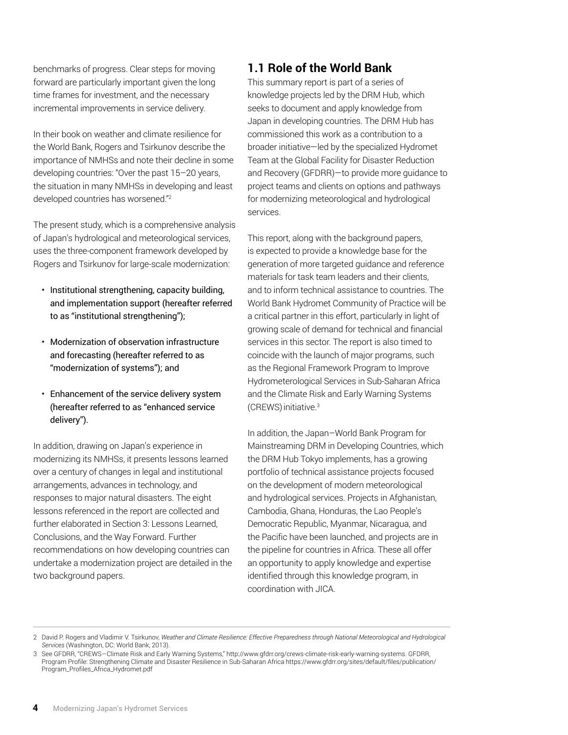benchmarks of progress. Clear steps for moving forward are particularly important given the long time frames for investment, and the necessary incremental improvements in service delivery.

In their book on weather and climate resilience for the World Bank, Rogers and Tsirkunov describe the importance of NMHSs and note their decline in some developing countries: "Over the past 15–20 years, the situation in many NMHSs in developing and least developed countries has worsened."[2]

The present study, which is a comprehensive analysis of Japan's hydrological and meteorological services, uses the three-component framework developed by Rogers and Tsirkunov for large-scale modernization:

- Institutional strengthening, capacity building, and implementation support (hereafter referred to as "institutional strengthening");
- Modernization of observation infrastructure and forecasting (hereafter referred to as "modernization of systems"); and
- Enhancement of the service delivery system (hereafter referred to as "enhanced service delivery").

In addition, drawing on Japan's experience in modernizing its NMHSs, it presents lessons learned over a century of changes in legal and institutional arrangements, advances in technology, and responses to major natural disasters. The eight lessons referenced in the report are collected and further elaborated in Section 3: Lessons Learned, Conclusions, and the Way Forward. Further recommendations on how developing countries can undertake a modernization project are detailed in the two background papers.

## 1.1 Role of the World Bank

This summary report is part of a series of knowledge projects led by the DRM Hub, which seeks to document and apply knowledge from Japan in developing countries. The DRM Hub has commissioned this work as a contribution to a broader initiative—led by the specialized Hydromet Team at the Global Facility for Disaster Reduction and Recovery (GFDRR)—to provide more guidance to project teams and clients on options and pathways for modernizing meteorological and hydrological services.

This report, along with the background papers, is expected to provide a knowledge base for the generation of more targeted guidance and reference materials for task team leaders and their clients, and to inform technical assistance to countries. The World Bank Hydromet Community of Practice will be a critical partner in this effort, particularly in light of growing scale of demand for technical and financial services in this sector. The report is also timed to coincide with the launch of major programs, such as the Regional Framework Program to Improve Hydrometerological Services in Sub-Saharan Africa and the Climate Risk and Early Warning Systems (CREWS) initiative.[3]

In addition, the Japan–World Bank Program for Mainstreaming DRM in Developing Countries, which the DRM Hub Tokyo implements, has a growing portfolio of technical assistance projects focused on the development of modern meteorological and hydrological services. Projects in Afghanistan, Cambodia, Ghana, Honduras, the Lao People's Democratic Republic, Myanmar, Nicaragua, and the Pacific have been launched, and projects are in the pipeline for countries in Africa. These all offer an opportunity to apply knowledge and expertise identified through this knowledge program, in coordination with JICA.

---

2 David P. Rogers and Vladimir V. Tsirkunov, *Weather and Climate Resilience: Effective Preparedness through National Meteorological and Hydrological Services* (Washington, DC: World Bank, 2013).

3 See GFDRR, "CREWS—Climate Risk and Early Warning Systems," http://www.gfdrr.org/crews-climate-risk-early-warning-systems. GFDRR, Program Profile: Strengthening Climate and Disaster Resilience in Sub-Saharan Africa https://www.gfdrr.org/sites/default/files/publication/Program_Profiles_Africa_Hydromet.pdf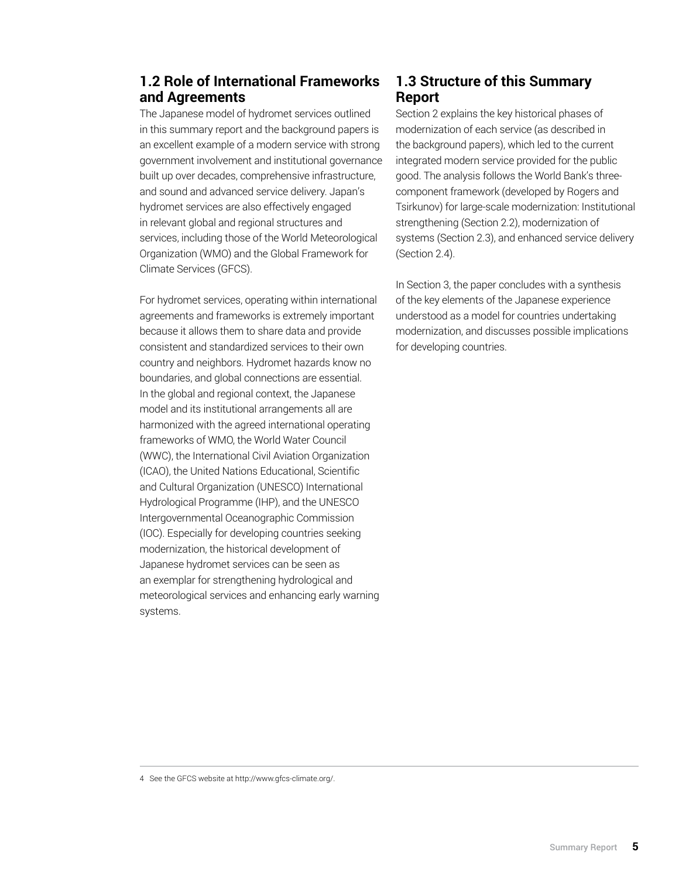## 1.2 Role of International Frameworks and Agreements

The Japanese model of hydromet services outlined in this summary report and the background papers is an excellent example of a modern service with strong government involvement and institutional governance built up over decades, comprehensive infrastructure, and sound and advanced service delivery. Japan's hydromet services are also effectively engaged in relevant global and regional structures and services, including those of the World Meteorological Organization (WMO) and the Global Framework for Climate Services (GFCS).

For hydromet services, operating within international agreements and frameworks is extremely important because it allows them to share data and provide consistent and standardized services to their own country and neighbors. Hydromet hazards know no boundaries, and global connections are essential. In the global and regional context, the Japanese model and its institutional arrangements all are harmonized with the agreed international operating frameworks of WMO, the World Water Council (WWC), the International Civil Aviation Organization (ICAO), the United Nations Educational, Scientific and Cultural Organization (UNESCO) International Hydrological Programme (IHP), and the UNESCO Intergovernmental Oceanographic Commission (IOC). Especially for developing countries seeking modernization, the historical development of Japanese hydromet services can be seen as an exemplar for strengthening hydrological and meteorological services and enhancing early warning systems.

## 1.3 Structure of this Summary Report

Section 2 explains the key historical phases of modernization of each service (as described in the background papers), which led to the current integrated modern service provided for the public good. The analysis follows the World Bank's three-component framework (developed by Rogers and Tsirkunov) for large-scale modernization: Institutional strengthening (Section 2.2), modernization of systems (Section 2.3), and enhanced service delivery (Section 2.4).

In Section 3, the paper concludes with a synthesis of the key elements of the Japanese experience understood as a model for countries undertaking modernization, and discusses possible implications for developing countries.

---

4 See the GFCS website at http://www.gfcs-climate.org/.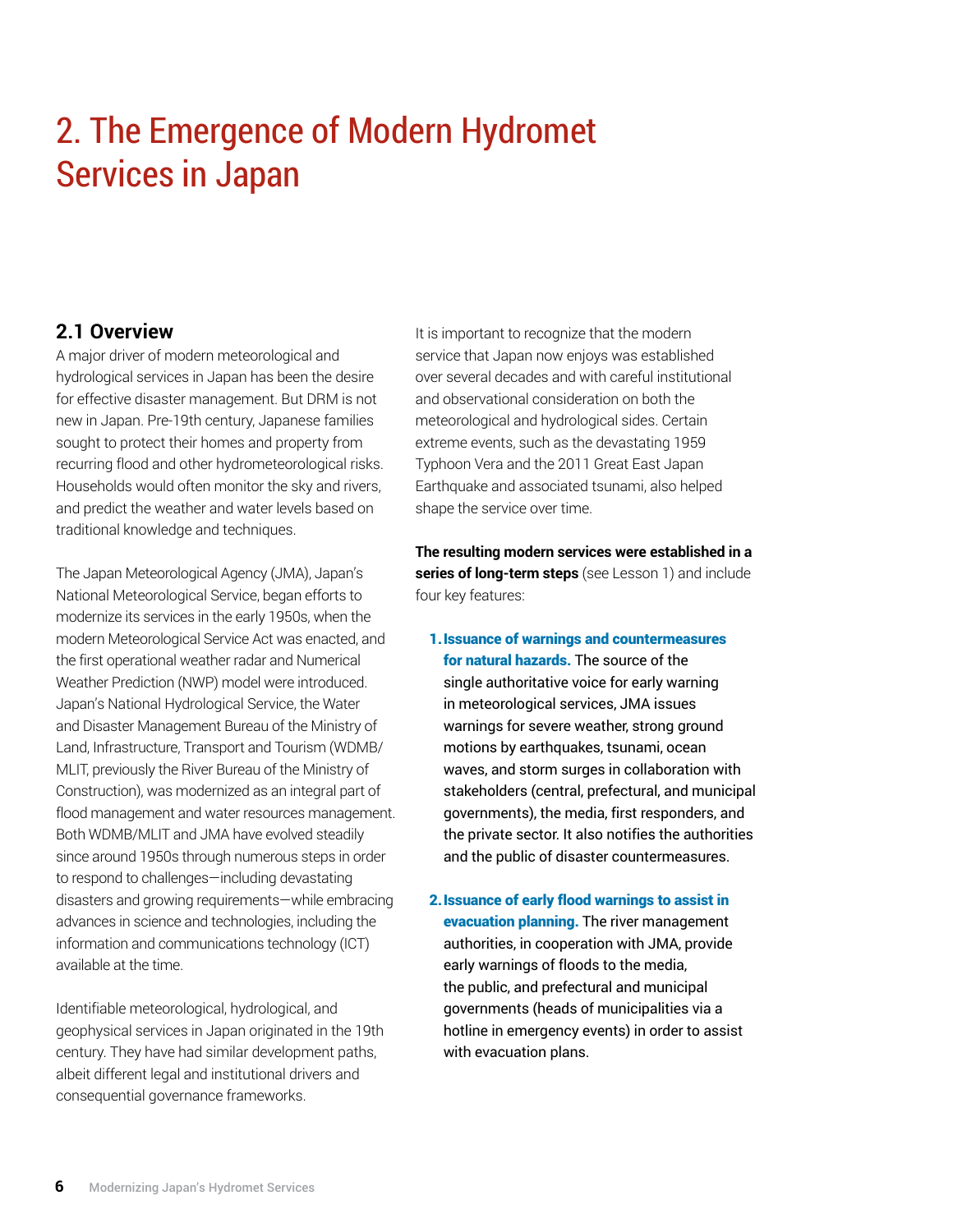# 2. The Emergence of Modern Hydromet Services in Japan

## 2.1 Overview

A major driver of modern meteorological and hydrological services in Japan has been the desire for effective disaster management. But DRM is not new in Japan. Pre-19th century, Japanese families sought to protect their homes and property from recurring flood and other hydrometeorological risks. Households would often monitor the sky and rivers, and predict the weather and water levels based on traditional knowledge and techniques.

The Japan Meteorological Agency (JMA), Japan's National Meteorological Service, began efforts to modernize its services in the early 1950s, when the modern Meteorological Service Act was enacted, and the first operational weather radar and Numerical Weather Prediction (NWP) model were introduced. Japan's National Hydrological Service, the Water and Disaster Management Bureau of the Ministry of Land, Infrastructure, Transport and Tourism (WDMB/MLIT, previously the River Bureau of the Ministry of Construction), was modernized as an integral part of flood management and water resources management. Both WDMB/MLIT and JMA have evolved steadily since around 1950s through numerous steps in order to respond to challenges—including devastating disasters and growing requirements—while embracing advances in science and technologies, including the information and communications technology (ICT) available at the time.

Identifiable meteorological, hydrological, and geophysical services in Japan originated in the 19th century. They have had similar development paths, albeit different legal and institutional drivers and consequential governance frameworks.

It is important to recognize that the modern service that Japan now enjoys was established over several decades and with careful institutional and observational consideration on both the meteorological and hydrological sides. Certain extreme events, such as the devastating 1959 Typhoon Vera and the 2011 Great East Japan Earthquake and associated tsunami, also helped shape the service over time.

**The resulting modern services were established in a series of long-term steps** (see Lesson 1) and include four key features:

1. **Issuance of warnings and countermeasures for natural hazards.** The source of the single authoritative voice for early warning in meteorological services, JMA issues warnings for severe weather, strong ground motions by earthquakes, tsunami, ocean waves, and storm surges in collaboration with stakeholders (central, prefectural, and municipal governments), the media, first responders, and the private sector. It also notifies the authorities and the public of disaster countermeasures.

2. **Issuance of early flood warnings to assist in evacuation planning.** The river management authorities, in cooperation with JMA, provide early warnings of floods to the media, the public, and prefectural and municipal governments (heads of municipalities via a hotline in emergency events) in order to assist with evacuation plans.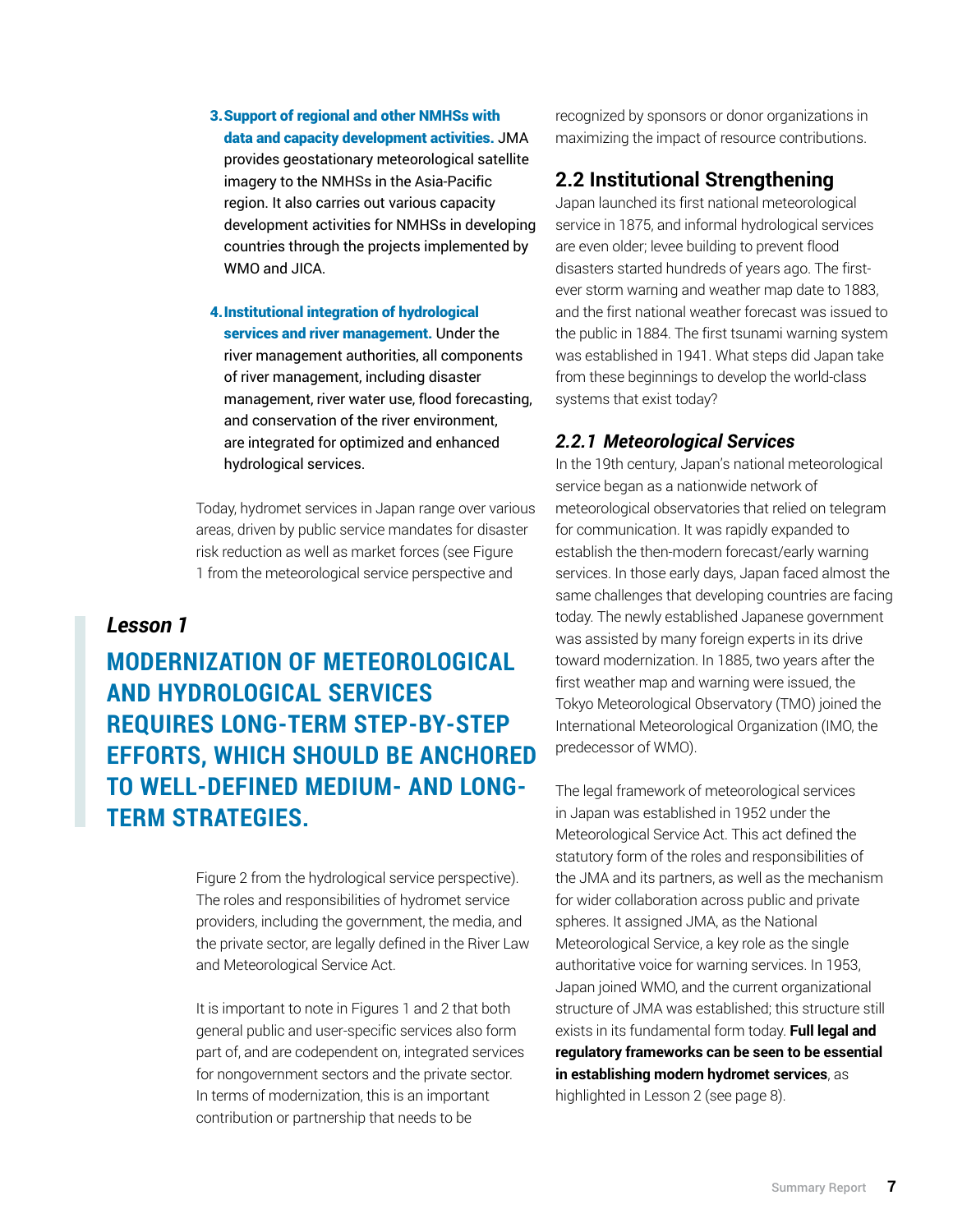3. **Support of regional and other NMHSs with data and capacity development activities.** JMA provides geostationary meteorological satellite imagery to the NMHSs in the Asia-Pacific region. It also carries out various capacity development activities for NMHSs in developing countries through the projects implemented by WMO and JICA.

4. **Institutional integration of hydrological services and river management.** Under the river management authorities, all components of river management, including disaster management, river water use, flood forecasting, and conservation of the river environment, are integrated for optimized and enhanced hydrological services.

Today, hydromet services in Japan range over various areas, driven by public service mandates for disaster risk reduction as well as market forces (see Figure 1 from the meteorological service perspective and Figure 2 from the hydrological service perspective). The roles and responsibilities of hydromet service providers, including the government, the media, and the private sector, are legally defined in the River Law and Meteorological Service Act.

> ***Lesson 1***
>
> **MODERNIZATION OF METEOROLOGICAL AND HYDROLOGICAL SERVICES REQUIRES LONG-TERM STEP-BY-STEP EFFORTS, WHICH SHOULD BE ANCHORED TO WELL-DEFINED MEDIUM- AND LONG-TERM STRATEGIES.**

It is important to note in Figures 1 and 2 that both general public and user-specific services also form part of, and are codependent on, integrated services for nongovernment sectors and the private sector. In terms of modernization, this is an important contribution or partnership that needs to be recognized by sponsors or donor organizations in maximizing the impact of resource contributions.

## 2.2 Institutional Strengthening

Japan launched its first national meteorological service in 1875, and informal hydrological services are even older; levee building to prevent flood disasters started hundreds of years ago. The first-ever storm warning and weather map date to 1883, and the first national weather forecast was issued to the public in 1884. The first tsunami warning system was established in 1941. What steps did Japan take from these beginnings to develop the world-class systems that exist today?

### *2.2.1 Meteorological Services*

In the 19th century, Japan's national meteorological service began as a nationwide network of meteorological observatories that relied on telegram for communication. It was rapidly expanded to establish the then-modern forecast/early warning services. In those early days, Japan faced almost the same challenges that developing countries are facing today. The newly established Japanese government was assisted by many foreign experts in its drive toward modernization. In 1885, two years after the first weather map and warning were issued, the Tokyo Meteorological Observatory (TMO) joined the International Meteorological Organization (IMO, the predecessor of WMO).

The legal framework of meteorological services in Japan was established in 1952 under the Meteorological Service Act. This act defined the statutory form of the roles and responsibilities of the JMA and its partners, as well as the mechanism for wider collaboration across public and private spheres. It assigned JMA, as the National Meteorological Service, a key role as the single authoritative voice for warning services. In 1953, Japan joined WMO, and the current organizational structure of JMA was established; this structure still exists in its fundamental form today. **Full legal and regulatory frameworks can be seen to be essential in establishing modern hydromet services**, as highlighted in Lesson 2 (see page 8).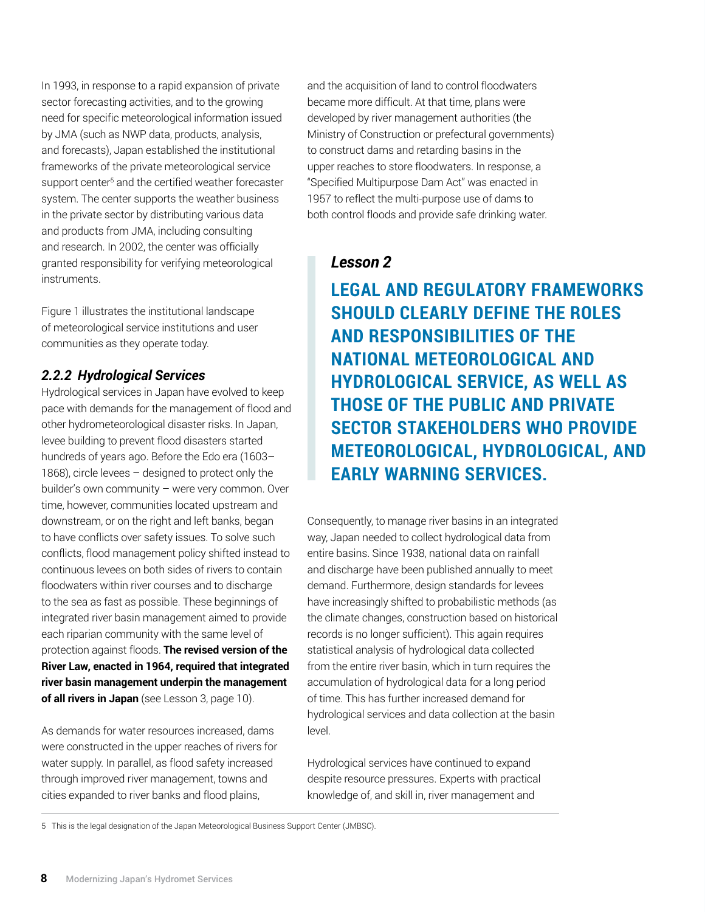In 1993, in response to a rapid expansion of private sector forecasting activities, and to the growing need for specific meteorological information issued by JMA (such as NWP data, products, analysis, and forecasts), Japan established the institutional frameworks of the private meteorological service support center[5] and the certified weather forecaster system. The center supports the weather business in the private sector by distributing various data and products from JMA, including consulting and research. In 2002, the center was officially granted responsibility for verifying meteorological instruments.

Figure 1 illustrates the institutional landscape of meteorological service institutions and user communities as they operate today.

### *2.2.2 Hydrological Services*

Hydrological services in Japan have evolved to keep pace with demands for the management of flood and other hydrometeorological disaster risks. In Japan, levee building to prevent flood disasters started hundreds of years ago. Before the Edo era (1603–1868), circle levees – designed to protect only the builder's own community – were very common. Over time, however, communities located upstream and downstream, or on the right and left banks, began to have conflicts over safety issues. To solve such conflicts, flood management policy shifted instead to continuous levees on both sides of rivers to contain floodwaters within river courses and to discharge to the sea as fast as possible. These beginnings of integrated river basin management aimed to provide each riparian community with the same level of protection against floods. **The revised version of the River Law, enacted in 1964, required that integrated river basin management underpin the management of all rivers in Japan** (see Lesson 3, page 10).

As demands for water resources increased, dams were constructed in the upper reaches of rivers for water supply. In parallel, as flood safety increased through improved river management, towns and cities expanded to river banks and flood plains, and the acquisition of land to control floodwaters became more difficult. At that time, plans were developed by river management authorities (the Ministry of Construction or prefectural governments) to construct dams and retarding basins in the upper reaches to store floodwaters. In response, a "Specified Multipurpose Dam Act" was enacted in 1957 to reflect the multi-purpose use of dams to both control floods and provide safe drinking water.

> ***Lesson 2***
>
> **LEGAL AND REGULATORY FRAMEWORKS SHOULD CLEARLY DEFINE THE ROLES AND RESPONSIBILITIES OF THE NATIONAL METEOROLOGICAL AND HYDROLOGICAL SERVICE, AS WELL AS THOSE OF THE PUBLIC AND PRIVATE SECTOR STAKEHOLDERS WHO PROVIDE METEOROLOGICAL, HYDROLOGICAL, AND EARLY WARNING SERVICES.**

Consequently, to manage river basins in an integrated way, Japan needed to collect hydrological data from entire basins. Since 1938, national data on rainfall and discharge have been published annually to meet demand. Furthermore, design standards for levees have increasingly shifted to probabilistic methods (as the climate changes, construction based on historical records is no longer sufficient). This again requires statistical analysis of hydrological data collected from the entire river basin, which in turn requires the accumulation of hydrological data for a long period of time. This has further increased demand for hydrological services and data collection at the basin level.

Hydrological services have continued to expand despite resource pressures. Experts with practical knowledge of, and skill in, river management and

---

[5] This is the legal designation of the Japan Meteorological Business Support Center (JMBSC).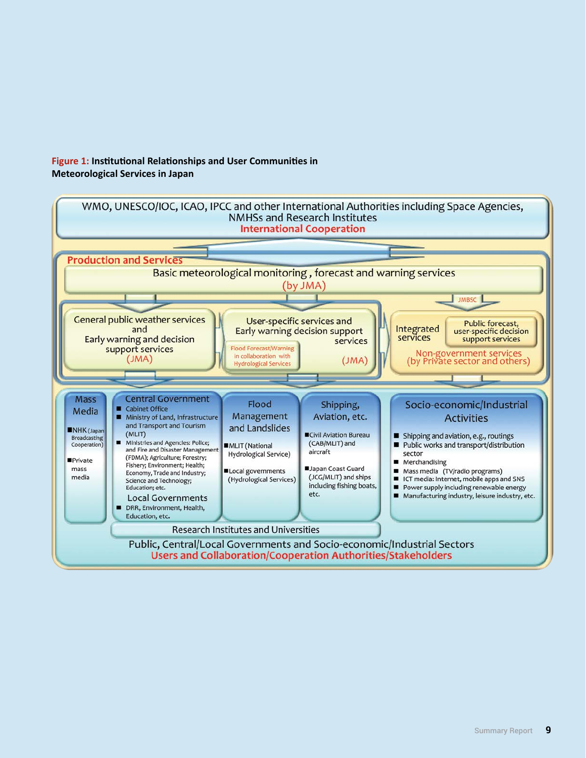**Figure 1: Institutional Relationships and User Communities in Meteorological Services in Japan**

WMO, UNESCO/IOC, ICAO, IPCC and other International Authorities including Space Agencies, NMHSs and Research Institutes

International Cooperation

Production and Services

Basic meteorological monitoring, forecast and warning services (by JMA)

JMBSC

General public weather services and Early warning and decision support services (JMA)

User-specific services and Early warning decision support services (JMA)

Flood Forecast/Warning in collaboration with Hydrological Services

Integrated services

Public forecast, user-specific decision support services

Non-government services (by Private sector and others)

**Mass Media**

- NHK (Japan Broadcasting Cooperation)
- Private mass media

**Central Government**

- Cabinet Office
- Ministry of Land, Infrastructure and Transport and Tourism (MLIT)
- Ministries and Agencies: Police; and Fire and Disaster Management (FDMA); Agriculture; Forestry; Fishery; Environment; Health; Economy, Trade and Industry; Science and Technology; Education; etc.

**Local Governments**

- DRR, Environment, Health, Education, etc.

**Flood Management and Landslides**

- MLIT (National Hydrological Service)
- Local governments (Hydrological Services)

**Shipping, Aviation, etc.**

- Civil Aviation Bureau (CAB/MLIT) and aircraft
- Japan Coast Guard (JCG/MLIT) and ships including fishing boats, etc.

**Socio-economic/Industrial Activities**

- Shipping and aviation, e.g., routings
- Public works and transport/distribution sector
- Merchandising
- Mass media (TV/radio programs)
- ICT media: Internet, mobile apps and SNS
- Power supply including renewable energy
- Manufacturing industry, leisure industry, etc.

Research Institutes and Universities

Public, Central/Local Governments and Socio-economic/Industrial Sectors

Users and Collaboration/Cooperation Authorities/Stakeholders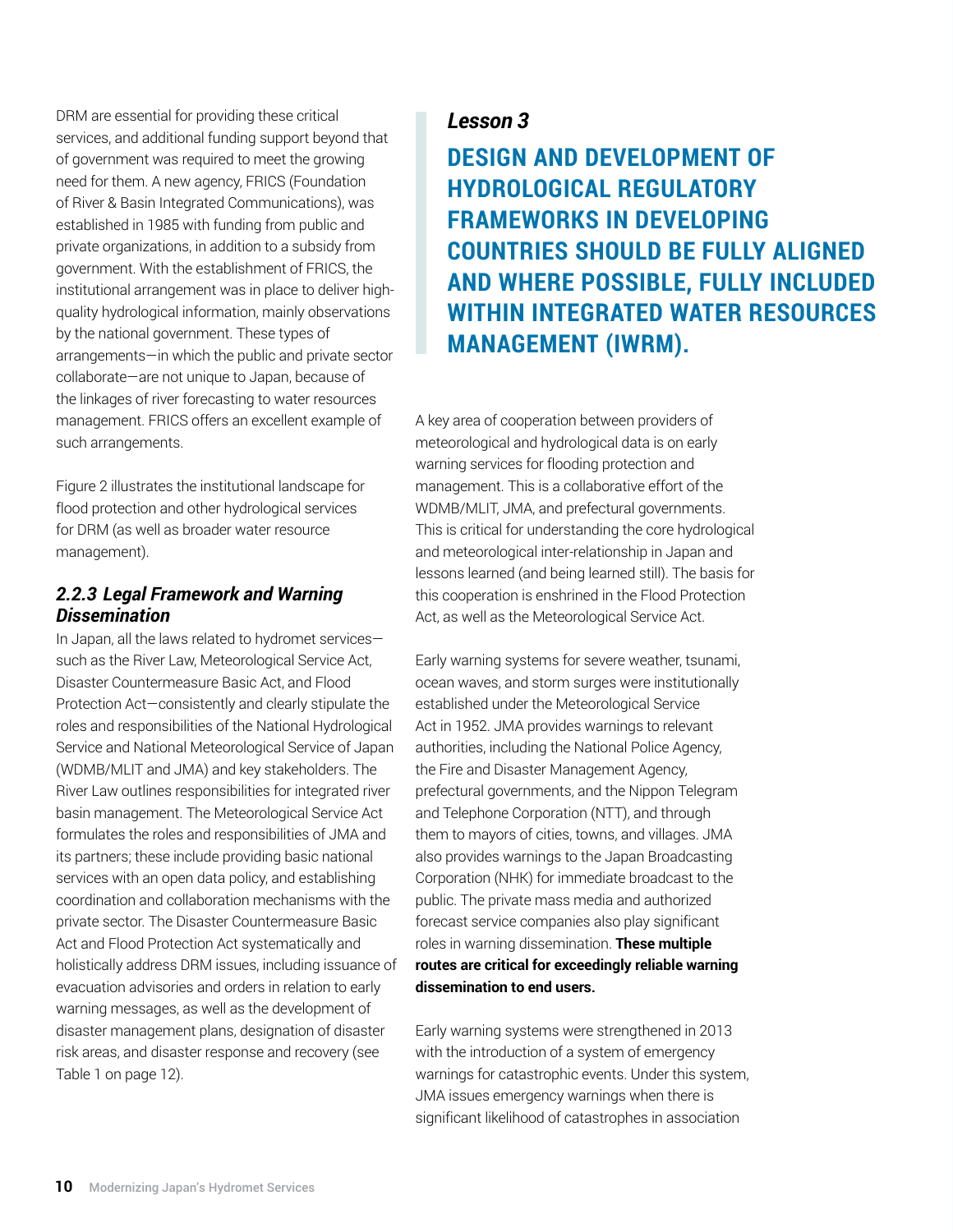DRM are essential for providing these critical services, and additional funding support beyond that of government was required to meet the growing need for them. A new agency, FRICS (Foundation of River & Basin Integrated Communications), was established in 1985 with funding from public and private organizations, in addition to a subsidy from government. With the establishment of FRICS, the institutional arrangement was in place to deliver high-quality hydrological information, mainly observations by the national government. These types of arrangements—in which the public and private sector collaborate—are not unique to Japan, because of the linkages of river forecasting to water resources management. FRICS offers an excellent example of such arrangements.

Figure 2 illustrates the institutional landscape for flood protection and other hydrological services for DRM (as well as broader water resource management).

### *2.2.3 Legal Framework and Warning Dissemination*

In Japan, all the laws related to hydromet services—such as the River Law, Meteorological Service Act, Disaster Countermeasure Basic Act, and Flood Protection Act—consistently and clearly stipulate the roles and responsibilities of the National Hydrological Service and National Meteorological Service of Japan (WDMB/MLIT and JMA) and key stakeholders. The River Law outlines responsibilities for integrated river basin management. The Meteorological Service Act formulates the roles and responsibilities of JMA and its partners; these include providing basic national services with an open data policy, and establishing coordination and collaboration mechanisms with the private sector. The Disaster Countermeasure Basic Act and Flood Protection Act systematically and holistically address DRM issues, including issuance of evacuation advisories and orders in relation to early warning messages, as well as the development of disaster management plans, designation of disaster risk areas, and disaster response and recovery (see Table 1 on page 12).

> ***Lesson 3***
>
> **DESIGN AND DEVELOPMENT OF HYDROLOGICAL REGULATORY FRAMEWORKS IN DEVELOPING COUNTRIES SHOULD BE FULLY ALIGNED AND WHERE POSSIBLE, FULLY INCLUDED WITHIN INTEGRATED WATER RESOURCES MANAGEMENT (IWRM).**

A key area of cooperation between providers of meteorological and hydrological data is on early warning services for flooding protection and management. This is a collaborative effort of the WDMB/MLIT, JMA, and prefectural governments. This is critical for understanding the core hydrological and meteorological inter-relationship in Japan and lessons learned (and being learned still). The basis for this cooperation is enshrined in the Flood Protection Act, as well as the Meteorological Service Act.

Early warning systems for severe weather, tsunami, ocean waves, and storm surges were institutionally established under the Meteorological Service Act in 1952. JMA provides warnings to relevant authorities, including the National Police Agency, the Fire and Disaster Management Agency, prefectural governments, and the Nippon Telegram and Telephone Corporation (NTT), and through them to mayors of cities, towns, and villages. JMA also provides warnings to the Japan Broadcasting Corporation (NHK) for immediate broadcast to the public. The private mass media and authorized forecast service companies also play significant roles in warning dissemination. **These multiple routes are critical for exceedingly reliable warning dissemination to end users.**

Early warning systems were strengthened in 2013 with the introduction of a system of emergency warnings for catastrophic events. Under this system, JMA issues emergency warnings when there is significant likelihood of catastrophes in association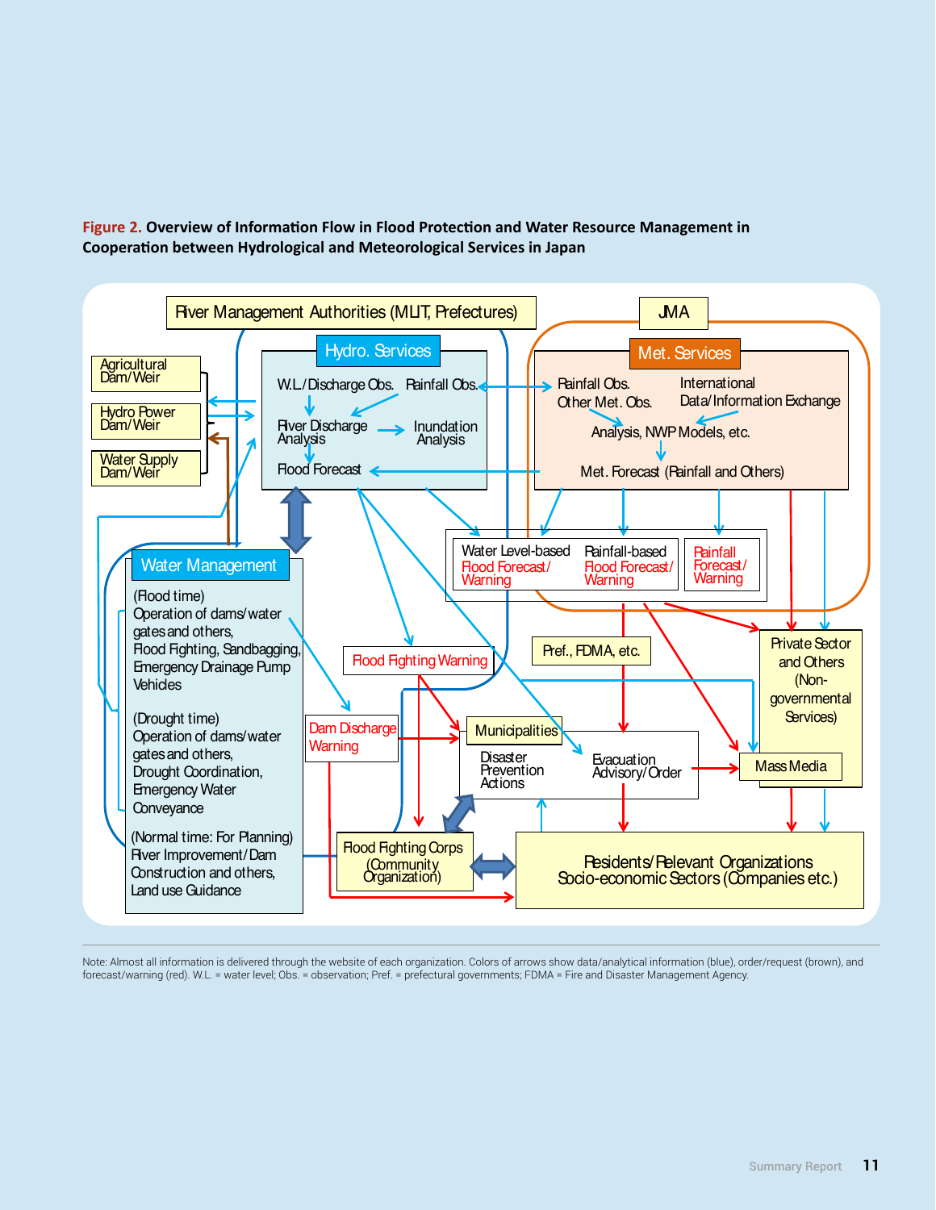**Figure 2. Overview of Information Flow in Flood Protection and Water Resource Management in Cooperation between Hydrological and Meteorological Services in Japan**

River Management Authorities (MLIT, Prefectures)

JMA

Hydro. Services

W.L./Discharge Obs. Rainfall Obs.

River Discharge Analysis

Inundation Analysis

Flood Forecast

Met. Services

Rainfall Obs. Other Met. Obs.

International Data/Information Exchange

Analysis, NWP Models, etc.

Met. Forecast (Rainfall and Others)

Agricultural Dam/Weir

Hydro Power Dam/Weir

Water Supply Dam/Weir

Water Management

(Flood time) Operation of dams/water gates and others, Flood Fighting, Sandbagging, Emergency Drainage Pump Vehicles

(Drought time) Operation of dams/water gates and others, Drought Coordination, Emergency Water Conveyance

(Normal time: For Planning) River Improvement/Dam Construction and others, Land use Guidance

Water Level-based Flood Forecast/Warning

Rainfall-based Flood Forecast/Warning

Rainfall Forecast/Warning

Flood Fighting Warning

Pref., FDMA, etc.

Private Sector and Others (Non-governmental Services)

Dam Discharge Warning

Municipalities

Disaster Prevention Actions

Evacuation Advisory/Order

Mass Media

Flood Fighting Corps (Community Organization)

Residents/Relevant Organizations Socio-economic Sectors (Companies etc.)

Note: Almost all information is delivered through the website of each organization. Colors of arrows show data/analytical information (blue), order/request (brown), and forecast/warning (red). W.L. = water level; Obs. = observation; Pref. = prefectural governments; FDMA = Fire and Disaster Management Agency.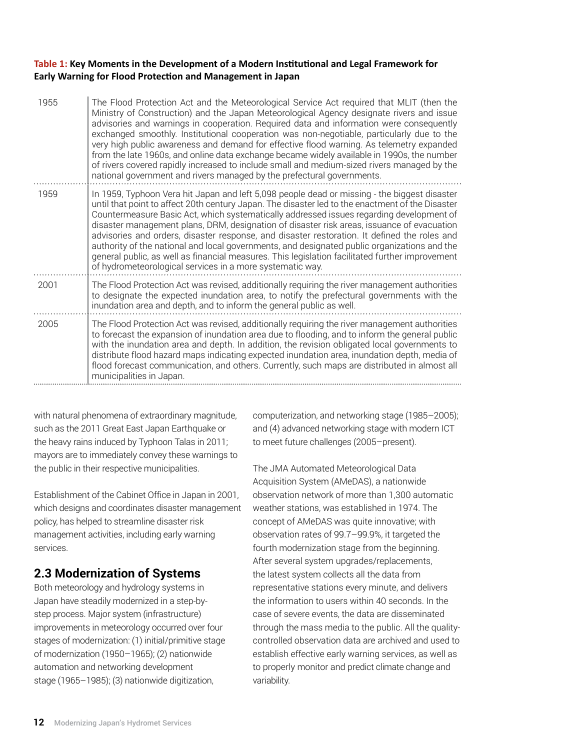**Table 1: Key Moments in the Development of a Modern Institutional and Legal Framework for Early Warning for Flood Protection and Management in Japan**

| | |
|---|---|
| 1955 | The Flood Protection Act and the Meteorological Service Act required that MLIT (then the Ministry of Construction) and the Japan Meteorological Agency designate rivers and issue advisories and warnings in cooperation. Required data and information were consequently exchanged smoothly. Institutional cooperation was non-negotiable, particularly due to the very high public awareness and demand for effective flood warning. As telemetry expanded from the late 1960s, and online data exchange became widely available in 1990s, the number of rivers covered rapidly increased to include small and medium-sized rivers managed by the national government and rivers managed by the prefectural governments. |
| 1959 | In 1959, Typhoon Vera hit Japan and left 5,098 people dead or missing - the biggest disaster until that point to affect 20th century Japan. The disaster led to the enactment of the Disaster Countermeasure Basic Act, which systematically addressed issues regarding development of disaster management plans, DRM, designation of disaster risk areas, issuance of evacuation advisories and orders, disaster response, and disaster restoration. It defined the roles and authority of the national and local governments, and designated public organizations and the general public, as well as financial measures. This legislation facilitated further improvement of hydrometeorological services in a more systematic way. |
| 2001 | The Flood Protection Act was revised, additionally requiring the river management authorities to designate the expected inundation area, to notify the prefectural governments with the inundation area and depth, and to inform the general public as well. |
| 2005 | The Flood Protection Act was revised, additionally requiring the river management authorities to forecast the expansion of inundation area due to flooding, and to inform the general public with the inundation area and depth. In addition, the revision obligated local governments to distribute flood hazard maps indicating expected inundation area, inundation depth, media of flood forecast communication, and others. Currently, such maps are distributed in almost all municipalities in Japan. |

with natural phenomena of extraordinary magnitude, such as the 2011 Great East Japan Earthquake or the heavy rains induced by Typhoon Talas in 2011; mayors are to immediately convey these warnings to the public in their respective municipalities.

Establishment of the Cabinet Office in Japan in 2001, which designs and coordinates disaster management policy, has helped to streamline disaster risk management activities, including early warning services.

## 2.3 Modernization of Systems

Both meteorology and hydrology systems in Japan have steadily modernized in a step-by-step process. Major system (infrastructure) improvements in meteorology occurred over four stages of modernization: (1) initial/primitive stage of modernization (1950–1965); (2) nationwide automation and networking development stage (1965–1985); (3) nationwide digitization, computerization, and networking stage (1985–2005); and (4) advanced networking stage with modern ICT to meet future challenges (2005–present).

The JMA Automated Meteorological Data Acquisition System (AMeDAS), a nationwide observation network of more than 1,300 automatic weather stations, was established in 1974. The concept of AMeDAS was quite innovative; with observation rates of 99.7–99.9%, it targeted the fourth modernization stage from the beginning. After several system upgrades/replacements, the latest system collects all the data from representative stations every minute, and delivers the information to users within 40 seconds. In the case of severe events, the data are disseminated through the mass media to the public. All the quality-controlled observation data are archived and used to establish effective early warning services, as well as to properly monitor and predict climate change and variability.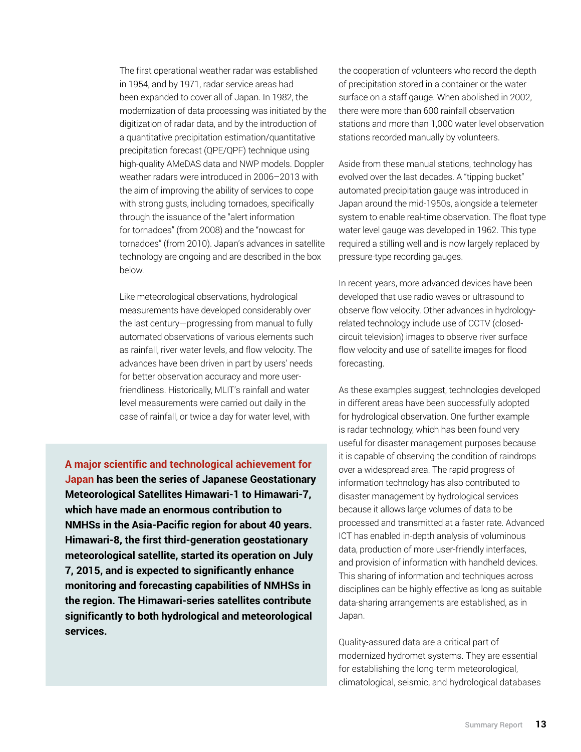The first operational weather radar was established in 1954, and by 1971, radar service areas had been expanded to cover all of Japan. In 1982, the modernization of data processing was initiated by the digitization of radar data, and by the introduction of a quantitative precipitation estimation/quantitative precipitation forecast (QPE/QPF) technique using high-quality AMeDAS data and NWP models. Doppler weather radars were introduced in 2006–2013 with the aim of improving the ability of services to cope with strong gusts, including tornadoes, specifically through the issuance of the "alert information for tornadoes" (from 2008) and the "nowcast for tornadoes" (from 2010). Japan's advances in satellite technology are ongoing and are described in the box below.

Like meteorological observations, hydrological measurements have developed considerably over the last century—progressing from manual to fully automated observations of various elements such as rainfall, river water levels, and flow velocity. The advances have been driven in part by users' needs for better observation accuracy and more user-friendliness. Historically, MLIT's rainfall and water level measurements were carried out daily in the case of rainfall, or twice a day for water level, with the cooperation of volunteers who record the depth of precipitation stored in a container or the water surface on a staff gauge. When abolished in 2002, there were more than 600 rainfall observation stations and more than 1,000 water level observation stations recorded manually by volunteers.

> **A major scientific and technological achievement for Japan has been the series of Japanese Geostationary Meteorological Satellites Himawari-1 to Himawari-7, which have made an enormous contribution to NMHSs in the Asia-Pacific region for about 40 years. Himawari-8, the first third-generation geostationary meteorological satellite, started its operation on July 7, 2015, and is expected to significantly enhance monitoring and forecasting capabilities of NMHSs in the region. The Himawari-series satellites contribute significantly to both hydrological and meteorological services.**

Aside from these manual stations, technology has evolved over the last decades. A "tipping bucket" automated precipitation gauge was introduced in Japan around the mid-1950s, alongside a telemeter system to enable real-time observation. The float type water level gauge was developed in 1962. This type required a stilling well and is now largely replaced by pressure-type recording gauges.

In recent years, more advanced devices have been developed that use radio waves or ultrasound to observe flow velocity. Other advances in hydrology-related technology include use of CCTV (closed-circuit television) images to observe river surface flow velocity and use of satellite images for flood forecasting.

As these examples suggest, technologies developed in different areas have been successfully adopted for hydrological observation. One further example is radar technology, which has been found very useful for disaster management purposes because it is capable of observing the condition of raindrops over a widespread area. The rapid progress of information technology has also contributed to disaster management by hydrological services because it allows large volumes of data to be processed and transmitted at a faster rate. Advanced ICT has enabled in-depth analysis of voluminous data, production of more user-friendly interfaces, and provision of information with handheld devices. This sharing of information and techniques across disciplines can be highly effective as long as suitable data-sharing arrangements are established, as in Japan.

Quality-assured data are a critical part of modernized hydromet systems. They are essential for establishing the long-term meteorological, climatological, seismic, and hydrological databases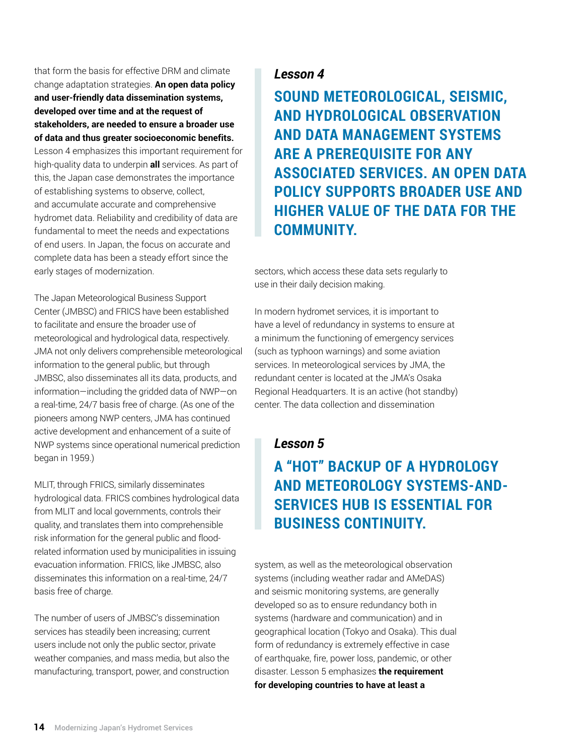that form the basis for effective DRM and climate change adaptation strategies. **An open data policy and user-friendly data dissemination systems, developed over time and at the request of stakeholders, are needed to ensure a broader use of data and thus greater socioeconomic benefits.** Lesson 4 emphasizes this important requirement for high-quality data to underpin **all** services. As part of this, the Japan case demonstrates the importance of establishing systems to observe, collect, and accumulate accurate and comprehensive hydromet data. Reliability and credibility of data are fundamental to meet the needs and expectations of end users. In Japan, the focus on accurate and complete data has been a steady effort since the early stages of modernization.

The Japan Meteorological Business Support Center (JMBSC) and FRICS have been established to facilitate and ensure the broader use of meteorological and hydrological data, respectively. JMA not only delivers comprehensible meteorological information to the general public, but through JMBSC, also disseminates all its data, products, and information—including the gridded data of NWP—on a real-time, 24/7 basis free of charge. (As one of the pioneers among NWP centers, JMA has continued active development and enhancement of a suite of NWP systems since operational numerical prediction began in 1959.)

MLIT, through FRICS, similarly disseminates hydrological data. FRICS combines hydrological data from MLIT and local governments, controls their quality, and translates them into comprehensible risk information for the general public and flood-related information used by municipalities in issuing evacuation information. FRICS, like JMBSC, also disseminates this information on a real-time, 24/7 basis free of charge.

The number of users of JMBSC's dissemination services has steadily been increasing; current users include not only the public sector, private weather companies, and mass media, but also the manufacturing, transport, power, and construction sectors, which access these data sets regularly to use in their daily decision making.

> ***Lesson 4***
>
> **SOUND METEOROLOGICAL, SEISMIC, AND HYDROLOGICAL OBSERVATION AND DATA MANAGEMENT SYSTEMS ARE A PREREQUISITE FOR ANY ASSOCIATED SERVICES. AN OPEN DATA POLICY SUPPORTS BROADER USE AND HIGHER VALUE OF THE DATA FOR THE COMMUNITY.**

In modern hydromet services, it is important to have a level of redundancy in systems to ensure at a minimum the functioning of emergency services (such as typhoon warnings) and some aviation services. In meteorological services by JMA, the redundant center is located at the JMA's Osaka Regional Headquarters. It is an active (hot standby) center. The data collection and dissemination system, as well as the meteorological observation systems (including weather radar and AMeDAS) and seismic monitoring systems, are generally developed so as to ensure redundancy both in systems (hardware and communication) and in geographical location (Tokyo and Osaka). This dual form of redundancy is extremely effective in case of earthquake, fire, power loss, pandemic, or other disaster. Lesson 5 emphasizes **the requirement for developing countries to have at least a**

> ***Lesson 5***
>
> **A "HOT" BACKUP OF A HYDROLOGY AND METEOROLOGY SYSTEMS-AND-SERVICES HUB IS ESSENTIAL FOR BUSINESS CONTINUITY.**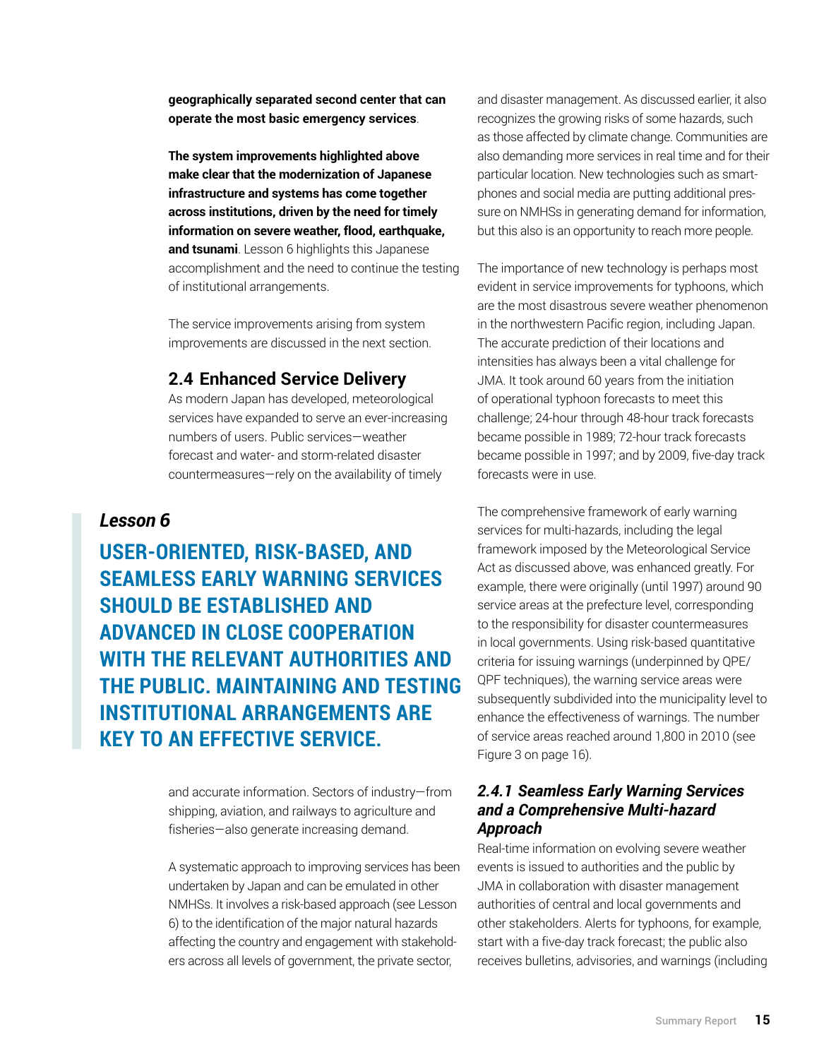**geographically separated second center that can operate the most basic emergency services**.

**The system improvements highlighted above make clear that the modernization of Japanese infrastructure and systems has come together across institutions, driven by the need for timely information on severe weather, flood, earthquake, and tsunami**. Lesson 6 highlights this Japanese accomplishment and the need to continue the testing of institutional arrangements.

The service improvements arising from system improvements are discussed in the next section.

## 2.4 Enhanced Service Delivery

As modern Japan has developed, meteorological services have expanded to serve an ever-increasing numbers of users. Public services—weather forecast and water- and storm-related disaster countermeasures—rely on the availability of timely and accurate information. Sectors of industry—from shipping, aviation, and railways to agriculture and fisheries—also generate increasing demand.

> ***Lesson 6***
>
> **USER-ORIENTED, RISK-BASED, AND SEAMLESS EARLY WARNING SERVICES SHOULD BE ESTABLISHED AND ADVANCED IN CLOSE COOPERATION WITH THE RELEVANT AUTHORITIES AND THE PUBLIC. MAINTAINING AND TESTING INSTITUTIONAL ARRANGEMENTS ARE KEY TO AN EFFECTIVE SERVICE.**

A systematic approach to improving services has been undertaken by Japan and can be emulated in other NMHSs. It involves a risk-based approach (see Lesson 6) to the identification of the major natural hazards affecting the country and engagement with stakeholders across all levels of government, the private sector, and disaster management. As discussed earlier, it also recognizes the growing risks of some hazards, such as those affected by climate change. Communities are also demanding more services in real time and for their particular location. New technologies such as smartphones and social media are putting additional pressure on NMHSs in generating demand for information, but this also is an opportunity to reach more people.

The importance of new technology is perhaps most evident in service improvements for typhoons, which are the most disastrous severe weather phenomenon in the northwestern Pacific region, including Japan. The accurate prediction of their locations and intensities has always been a vital challenge for JMA. It took around 60 years from the initiation of operational typhoon forecasts to meet this challenge; 24-hour through 48-hour track forecasts became possible in 1989; 72-hour track forecasts became possible in 1997; and by 2009, five-day track forecasts were in use.

The comprehensive framework of early warning services for multi-hazards, including the legal framework imposed by the Meteorological Service Act as discussed above, was enhanced greatly. For example, there were originally (until 1997) around 90 service areas at the prefecture level, corresponding to the responsibility for disaster countermeasures in local governments. Using risk-based quantitative criteria for issuing warnings (underpinned by QPE/QPF techniques), the warning service areas were subsequently subdivided into the municipality level to enhance the effectiveness of warnings. The number of service areas reached around 1,800 in 2010 (see Figure 3 on page 16).

### *2.4.1 Seamless Early Warning Services and a Comprehensive Multi-hazard Approach*

Real-time information on evolving severe weather events is issued to authorities and the public by JMA in collaboration with disaster management authorities of central and local governments and other stakeholders. Alerts for typhoons, for example, start with a five-day track forecast; the public also receives bulletins, advisories, and warnings (including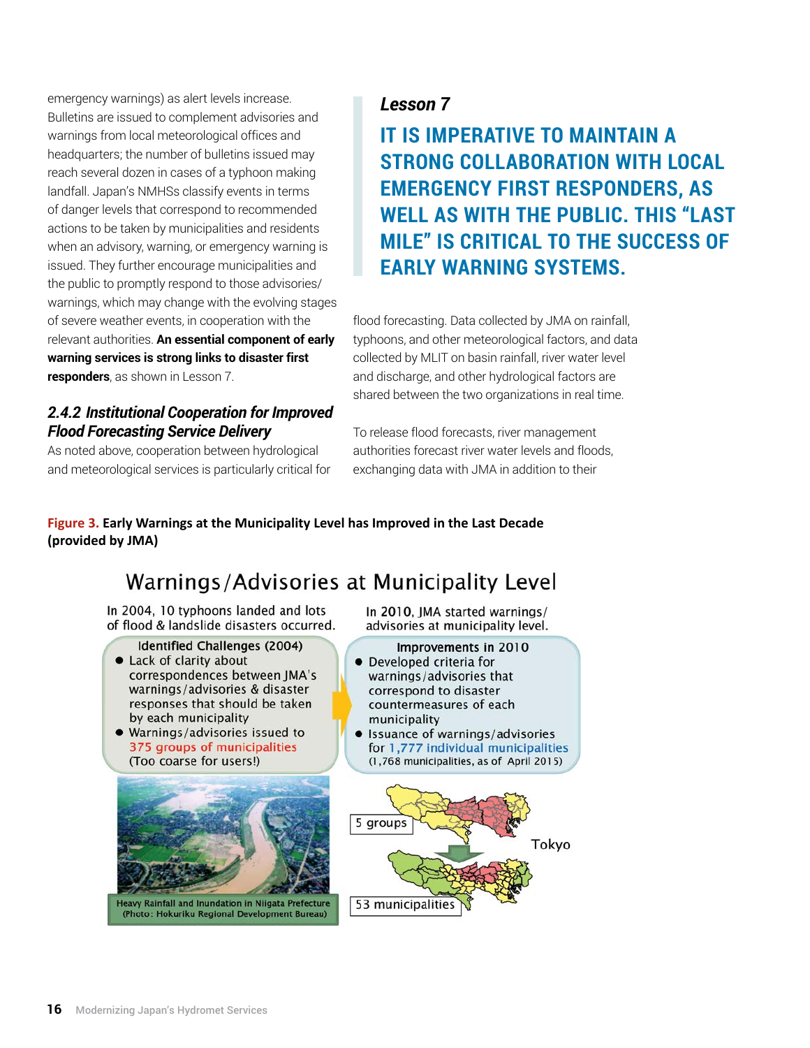emergency warnings) as alert levels increase. Bulletins are issued to complement advisories and warnings from local meteorological offices and headquarters; the number of bulletins issued may reach several dozen in cases of a typhoon making landfall. Japan's NMHSs classify events in terms of danger levels that correspond to recommended actions to be taken by municipalities and residents when an advisory, warning, or emergency warning is issued. They further encourage municipalities and the public to promptly respond to those advisories/warnings, which may change with the evolving stages of severe weather events, in cooperation with the relevant authorities. **An essential component of early warning services is strong links to disaster first responders**, as shown in Lesson 7.

### *2.4.2 Institutional Cooperation for Improved Flood Forecasting Service Delivery*

As noted above, cooperation between hydrological and meteorological services is particularly critical for flood forecasting. Data collected by JMA on rainfall, typhoons, and other meteorological factors, and data collected by MLIT on basin rainfall, river water level and discharge, and other hydrological factors are shared between the two organizations in real time.

> ***Lesson 7***
>
> **IT IS IMPERATIVE TO MAINTAIN A STRONG COLLABORATION WITH LOCAL EMERGENCY FIRST RESPONDERS, AS WELL AS WITH THE PUBLIC. THIS "LAST MILE" IS CRITICAL TO THE SUCCESS OF EARLY WARNING SYSTEMS.**

To release flood forecasts, river management authorities forecast river water levels and floods, exchanging data with JMA in addition to their

**Figure 3. Early Warnings at the Municipality Level has Improved in the Last Decade (provided by JMA)**

Warnings/Advisories at Municipality Level

In 2004, 10 typhoons landed and lots of flood & landslide disasters occurred.

Identified Challenges (2004)

- Lack of clarity about correspondences between JMA's warnings/advisories & disaster responses that should be taken by each municipality
- Warnings/advisories issued to 375 groups of municipalities (Too coarse for users!)

Heavy Rainfall and Inundation in Niigata Prefecture (Photo: Hokuriku Regional Development Bureau)

In 2010, JMA started warnings/advisories at municipality level.

Improvements in 2010

- Developed criteria for warnings/advisories that correspond to disaster countermeasures of each municipality
- Issuance of warnings/advisories for 1,777 individual municipalities (1,768 municipalities, as of April 2015)

5 groups → 53 municipalities (Tokyo)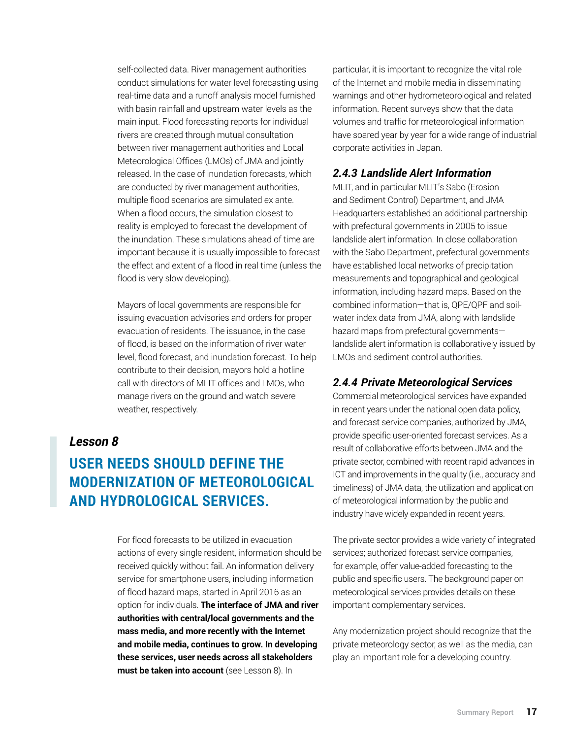self-collected data. River management authorities conduct simulations for water level forecasting using real-time data and a runoff analysis model furnished with basin rainfall and upstream water levels as the main input. Flood forecasting reports for individual rivers are created through mutual consultation between river management authorities and Local Meteorological Offices (LMOs) of JMA and jointly released. In the case of inundation forecasts, which are conducted by river management authorities, multiple flood scenarios are simulated ex ante. When a flood occurs, the simulation closest to reality is employed to forecast the development of the inundation. These simulations ahead of time are important because it is usually impossible to forecast the effect and extent of a flood in real time (unless the flood is very slow developing).

Mayors of local governments are responsible for issuing evacuation advisories and orders for proper evacuation of residents. The issuance, in the case of flood, is based on the information of river water level, flood forecast, and inundation forecast. To help contribute to their decision, mayors hold a hotline call with directors of MLIT offices and LMOs, who manage rivers on the ground and watch severe weather, respectively.

### *Lesson 8*

## USER NEEDS SHOULD DEFINE THE MODERNIZATION OF METEOROLOGICAL AND HYDROLOGICAL SERVICES.

For flood forecasts to be utilized in evacuation actions of every single resident, information should be received quickly without fail. An information delivery service for smartphone users, including information of flood hazard maps, started in April 2016 as an option for individuals. **The interface of JMA and river authorities with central/local governments and the mass media, and more recently with the Internet and mobile media, continues to grow. In developing these services, user needs across all stakeholders must be taken into account** (see Lesson 8). In particular, it is important to recognize the vital role of the Internet and mobile media in disseminating warnings and other hydrometeorological and related information. Recent surveys show that the data volumes and traffic for meteorological information have soared year by year for a wide range of industrial corporate activities in Japan.

### *2.4.3 Landslide Alert Information*

MLIT, and in particular MLIT's Sabo (Erosion and Sediment Control) Department, and JMA Headquarters established an additional partnership with prefectural governments in 2005 to issue landslide alert information. In close collaboration with the Sabo Department, prefectural governments have established local networks of precipitation measurements and topographical and geological information, including hazard maps. Based on the combined information—that is, QPE/QPF and soil-water index data from JMA, along with landslide hazard maps from prefectural governments—landslide alert information is collaboratively issued by LMOs and sediment control authorities.

### *2.4.4 Private Meteorological Services*

Commercial meteorological services have expanded in recent years under the national open data policy, and forecast service companies, authorized by JMA, provide specific user-oriented forecast services. As a result of collaborative efforts between JMA and the private sector, combined with recent rapid advances in ICT and improvements in the quality (i.e., accuracy and timeliness) of JMA data, the utilization and application of meteorological information by the public and industry have widely expanded in recent years.

The private sector provides a wide variety of integrated services; authorized forecast service companies, for example, offer value-added forecasting to the public and specific users. The background paper on meteorological services provides details on these important complementary services.

Any modernization project should recognize that the private meteorology sector, as well as the media, can play an important role for a developing country.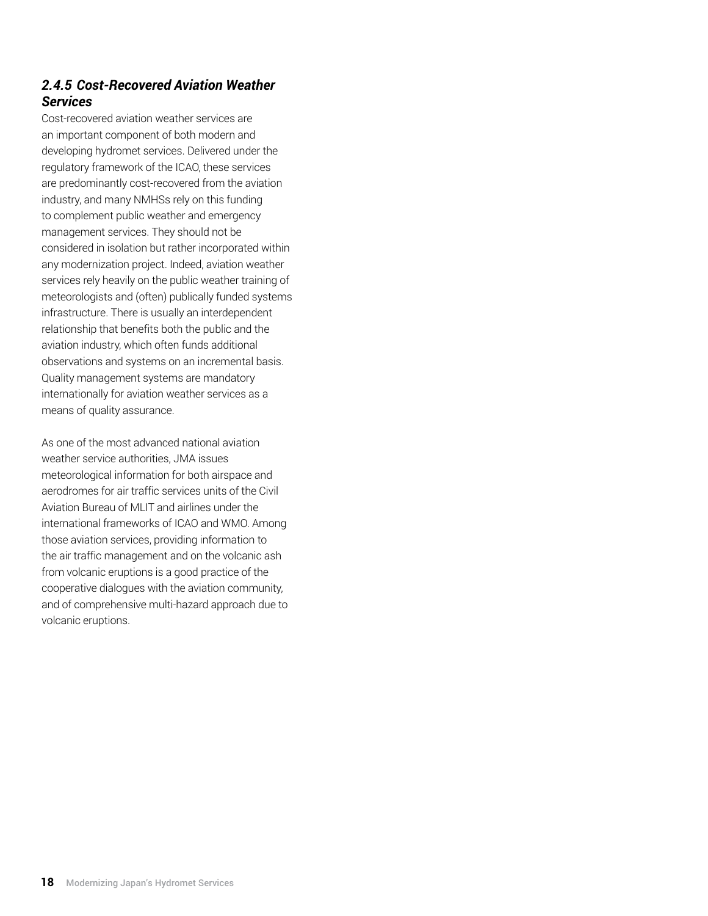### *2.4.5 Cost-Recovered Aviation Weather Services*

Cost-recovered aviation weather services are an important component of both modern and developing hydromet services. Delivered under the regulatory framework of the ICAO, these services are predominantly cost-recovered from the aviation industry, and many NMHSs rely on this funding to complement public weather and emergency management services. They should not be considered in isolation but rather incorporated within any modernization project. Indeed, aviation weather services rely heavily on the public weather training of meteorologists and (often) publically funded systems infrastructure. There is usually an interdependent relationship that benefits both the public and the aviation industry, which often funds additional observations and systems on an incremental basis. Quality management systems are mandatory internationally for aviation weather services as a means of quality assurance.

As one of the most advanced national aviation weather service authorities, JMA issues meteorological information for both airspace and aerodromes for air traffic services units of the Civil Aviation Bureau of MLIT and airlines under the international frameworks of ICAO and WMO. Among those aviation services, providing information to the air traffic management and on the volcanic ash from volcanic eruptions is a good practice of the cooperative dialogues with the aviation community, and of comprehensive multi-hazard approach due to volcanic eruptions.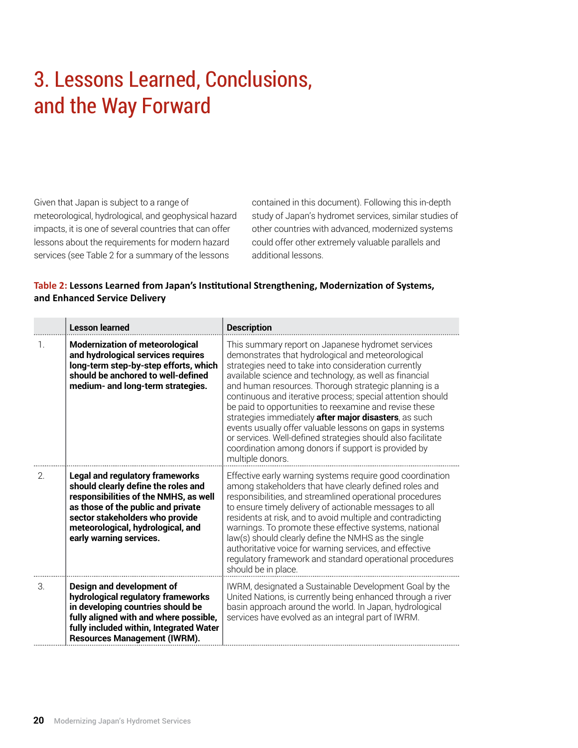# 3. Lessons Learned, Conclusions, and the Way Forward

Given that Japan is subject to a range of meteorological, hydrological, and geophysical hazard impacts, it is one of several countries that can offer lessons about the requirements for modern hazard services (see Table 2 for a summary of the lessons contained in this document). Following this in-depth study of Japan's hydromet services, similar studies of other countries with advanced, modernized systems could offer other extremely valuable parallels and additional lessons.

**Table 2: Lessons Learned from Japan's Institutional Strengthening, Modernization of Systems, and Enhanced Service Delivery**

| | Lesson learned | Description |
|---|---|---|
| 1. | **Modernization of meteorological and hydrological services requires long-term step-by-step efforts, which should be anchored to well-defined medium- and long-term strategies.** | This summary report on Japanese hydromet services demonstrates that hydrological and meteorological strategies need to take into consideration currently available science and technology, as well as financial and human resources. Thorough strategic planning is a continuous and iterative process; special attention should be paid to opportunities to reexamine and revise these strategies immediately **after major disasters**, as such events usually offer valuable lessons on gaps in systems or services. Well-defined strategies should also facilitate coordination among donors if support is provided by multiple donors. |
| 2. | **Legal and regulatory frameworks should clearly define the roles and responsibilities of the NMHS, as well as those of the public and private sector stakeholders who provide meteorological, hydrological, and early warning services.** | Effective early warning systems require good coordination among stakeholders that have clearly defined roles and responsibilities, and streamlined operational procedures to ensure timely delivery of actionable messages to all residents at risk, and to avoid multiple and contradicting warnings. To promote these effective systems, national law(s) should clearly define the NMHS as the single authoritative voice for warning services, and effective regulatory framework and standard operational procedures should be in place. |
| 3. | **Design and development of hydrological regulatory frameworks in developing countries should be fully aligned with and where possible, fully included within, Integrated Water Resources Management (IWRM).** | IWRM, designated a Sustainable Development Goal by the United Nations, is currently being enhanced through a river basin approach around the world. In Japan, hydrological services have evolved as an integral part of IWRM. |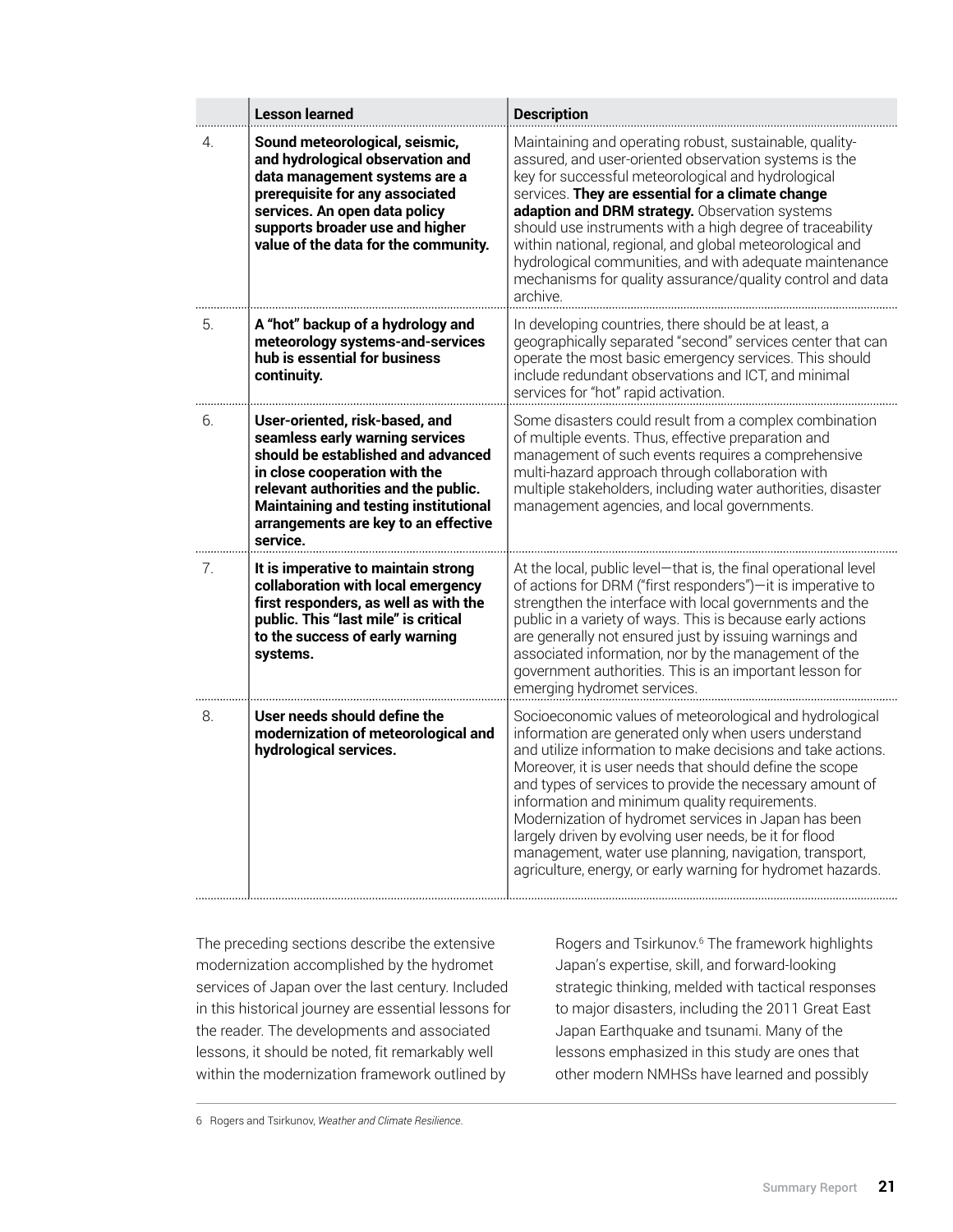| | Lesson learned | Description |
|---|---|---|
| 4. | **Sound meteorological, seismic, and hydrological observation and data management systems are a prerequisite for any associated services. An open data policy supports broader use and higher value of the data for the community.** | Maintaining and operating robust, sustainable, quality-assured, and user-oriented observation systems is the key for successful meteorological and hydrological services. **They are essential for a climate change adaption and DRM strategy.** Observation systems should use instruments with a high degree of traceability within national, regional, and global meteorological and hydrological communities, and with adequate maintenance mechanisms for quality assurance/quality control and data archive. |
| 5. | **A "hot" backup of a hydrology and meteorology systems-and-services hub is essential for business continuity.** | In developing countries, there should be at least, a geographically separated "second" services center that can operate the most basic emergency services. This should include redundant observations and ICT, and minimal services for "hot" rapid activation. |
| 6. | **User-oriented, risk-based, and seamless early warning services should be established and advanced in close cooperation with the relevant authorities and the public. Maintaining and testing institutional arrangements are key to an effective service.** | Some disasters could result from a complex combination of multiple events. Thus, effective preparation and management of such events requires a comprehensive multi-hazard approach through collaboration with multiple stakeholders, including water authorities, disaster management agencies, and local governments. |
| 7. | **It is imperative to maintain strong collaboration with local emergency first responders, as well as with the public. This "last mile" is critical to the success of early warning systems.** | At the local, public level—that is, the final operational level of actions for DRM ("first responders")—it is imperative to strengthen the interface with local governments and the public in a variety of ways. This is because early actions are generally not ensured just by issuing warnings and associated information, nor by the management of the government authorities. This is an important lesson for emerging hydromet services. |
| 8. | **User needs should define the modernization of meteorological and hydrological services.** | Socioeconomic values of meteorological and hydrological information are generated only when users understand and utilize information to make decisions and take actions. Moreover, it is user needs that should define the scope and types of services to provide the necessary amount of information and minimum quality requirements. Modernization of hydromet services in Japan has been largely driven by evolving user needs, be it for flood management, water use planning, navigation, transport, agriculture, energy, or early warning for hydromet hazards. |

The preceding sections describe the extensive modernization accomplished by the hydromet services of Japan over the last century. Included in this historical journey are essential lessons for the reader. The developments and associated lessons, it should be noted, fit remarkably well within the modernization framework outlined by Rogers and Tsirkunov.[6] The framework highlights Japan's expertise, skill, and forward-looking strategic thinking, melded with tactical responses to major disasters, including the 2011 Great East Japan Earthquake and tsunami. Many of the lessons emphasized in this study are ones that other modern NMHSs have learned and possibly

6 Rogers and Tsirkunov, *Weather and Climate Resilience*.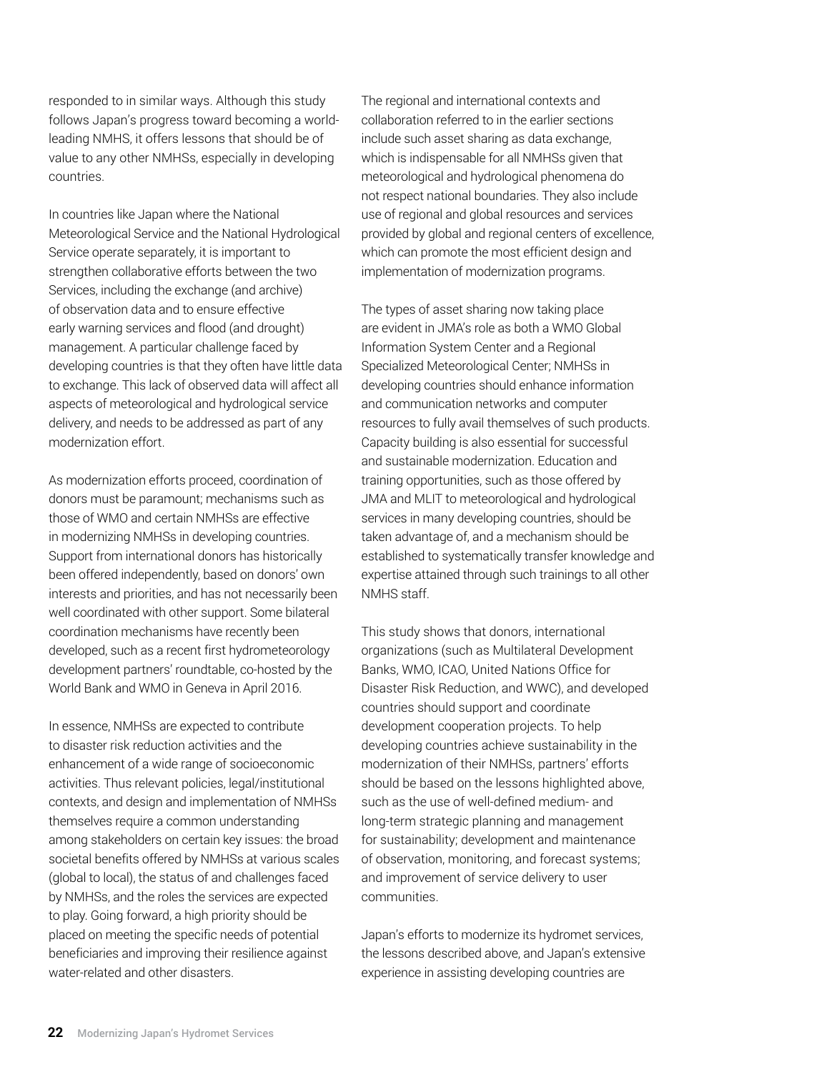responded to in similar ways. Although this study follows Japan's progress toward becoming a world-leading NMHS, it offers lessons that should be of value to any other NMHSs, especially in developing countries.

In countries like Japan where the National Meteorological Service and the National Hydrological Service operate separately, it is important to strengthen collaborative efforts between the two Services, including the exchange (and archive) of observation data and to ensure effective early warning services and flood (and drought) management. A particular challenge faced by developing countries is that they often have little data to exchange. This lack of observed data will affect all aspects of meteorological and hydrological service delivery, and needs to be addressed as part of any modernization effort.

As modernization efforts proceed, coordination of donors must be paramount; mechanisms such as those of WMO and certain NMHSs are effective in modernizing NMHSs in developing countries. Support from international donors has historically been offered independently, based on donors' own interests and priorities, and has not necessarily been well coordinated with other support. Some bilateral coordination mechanisms have recently been developed, such as a recent first hydrometeorology development partners' roundtable, co-hosted by the World Bank and WMO in Geneva in April 2016.

In essence, NMHSs are expected to contribute to disaster risk reduction activities and the enhancement of a wide range of socioeconomic activities. Thus relevant policies, legal/institutional contexts, and design and implementation of NMHSs themselves require a common understanding among stakeholders on certain key issues: the broad societal benefits offered by NMHSs at various scales (global to local), the status of and challenges faced by NMHSs, and the roles the services are expected to play. Going forward, a high priority should be placed on meeting the specific needs of potential beneficiaries and improving their resilience against water-related and other disasters.

The regional and international contexts and collaboration referred to in the earlier sections include such asset sharing as data exchange, which is indispensable for all NMHSs given that meteorological and hydrological phenomena do not respect national boundaries. They also include use of regional and global resources and services provided by global and regional centers of excellence, which can promote the most efficient design and implementation of modernization programs.

The types of asset sharing now taking place are evident in JMA's role as both a WMO Global Information System Center and a Regional Specialized Meteorological Center; NMHSs in developing countries should enhance information and communication networks and computer resources to fully avail themselves of such products. Capacity building is also essential for successful and sustainable modernization. Education and training opportunities, such as those offered by JMA and MLIT to meteorological and hydrological services in many developing countries, should be taken advantage of, and a mechanism should be established to systematically transfer knowledge and expertise attained through such trainings to all other NMHS staff.

This study shows that donors, international organizations (such as Multilateral Development Banks, WMO, ICAO, United Nations Office for Disaster Risk Reduction, and WWC), and developed countries should support and coordinate development cooperation projects. To help developing countries achieve sustainability in the modernization of their NMHSs, partners' efforts should be based on the lessons highlighted above, such as the use of well-defined medium- and long-term strategic planning and management for sustainability; development and maintenance of observation, monitoring, and forecast systems; and improvement of service delivery to user communities.

Japan's efforts to modernize its hydromet services, the lessons described above, and Japan's extensive experience in assisting developing countries are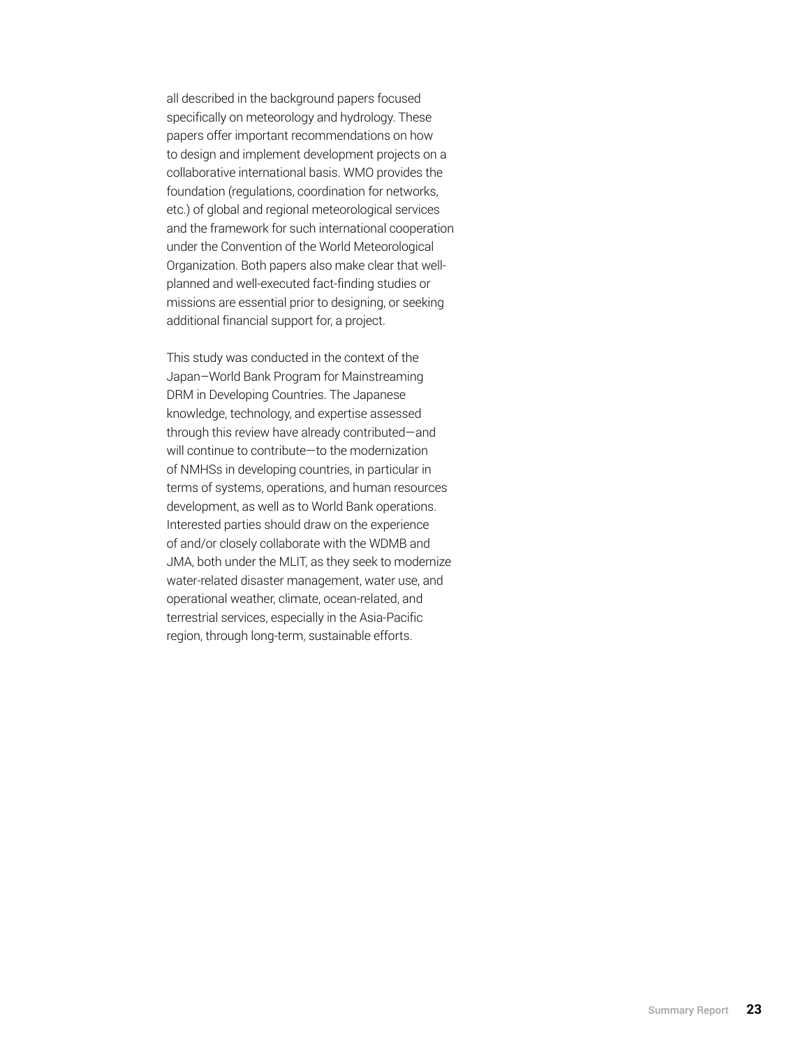all described in the background papers focused specifically on meteorology and hydrology. These papers offer important recommendations on how to design and implement development projects on a collaborative international basis. WMO provides the foundation (regulations, coordination for networks, etc.) of global and regional meteorological services and the framework for such international cooperation under the Convention of the World Meteorological Organization. Both papers also make clear that well-planned and well-executed fact-finding studies or missions are essential prior to designing, or seeking additional financial support for, a project.

This study was conducted in the context of the Japan–World Bank Program for Mainstreaming DRM in Developing Countries. The Japanese knowledge, technology, and expertise assessed through this review have already contributed—and will continue to contribute—to the modernization of NMHSs in developing countries, in particular in terms of systems, operations, and human resources development, as well as to World Bank operations. Interested parties should draw on the experience of and/or closely collaborate with the WDMB and JMA, both under the MLIT, as they seek to modernize water-related disaster management, water use, and operational weather, climate, ocean-related, and terrestrial services, especially in the Asia-Pacific region, through long-term, sustainable efforts.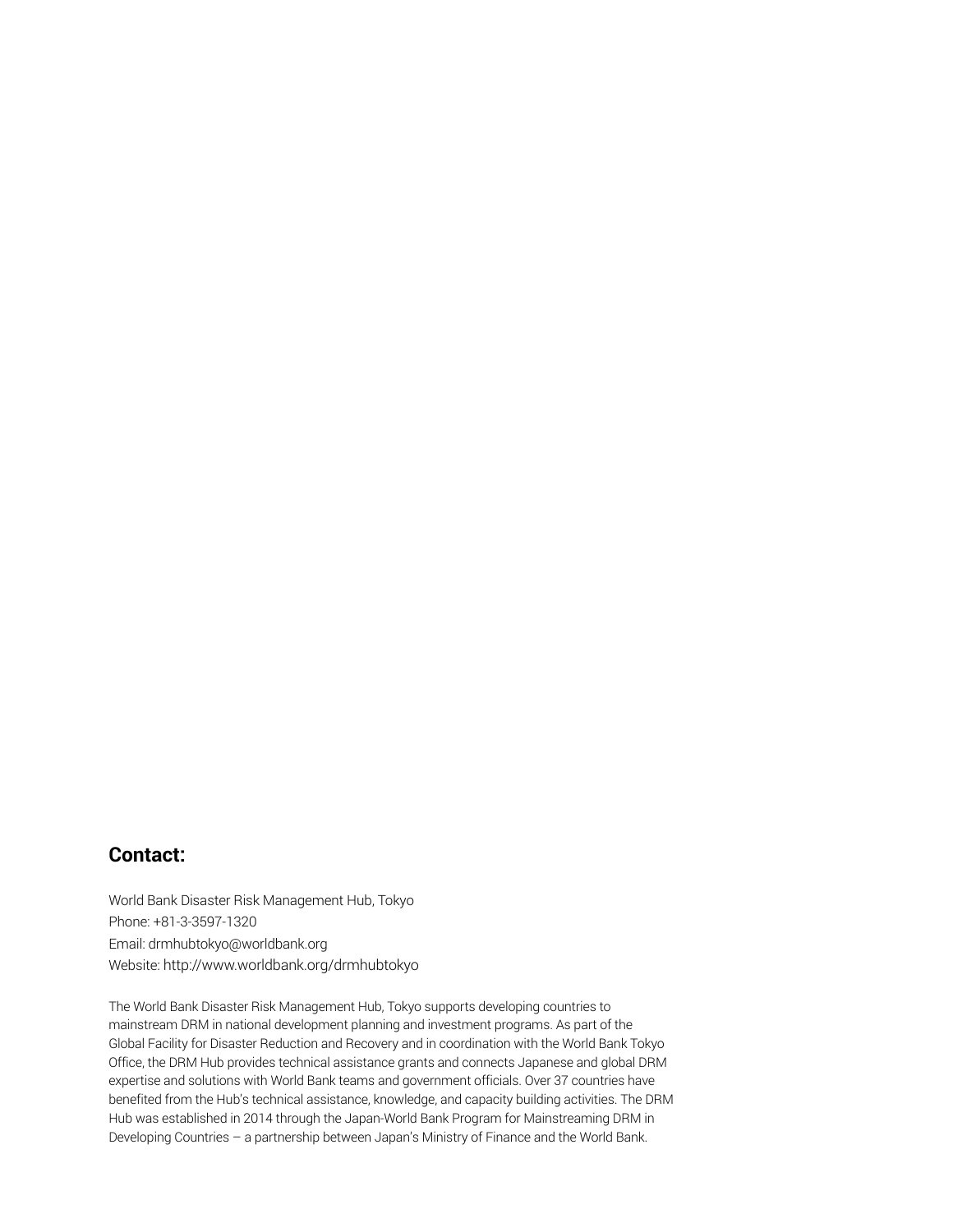## Contact:

World Bank Disaster Risk Management Hub, Tokyo
Phone: +81-3-3597-1320
Email: drmhubtokyo@worldbank.org
Website: http://www.worldbank.org/drmhubtokyo

The World Bank Disaster Risk Management Hub, Tokyo supports developing countries to mainstream DRM in national development planning and investment programs. As part of the Global Facility for Disaster Reduction and Recovery and in coordination with the World Bank Tokyo Office, the DRM Hub provides technical assistance grants and connects Japanese and global DRM expertise and solutions with World Bank teams and government officials. Over 37 countries have benefited from the Hub's technical assistance, knowledge, and capacity building activities. The DRM Hub was established in 2014 through the Japan-World Bank Program for Mainstreaming DRM in Developing Countries – a partnership between Japan's Ministry of Finance and the World Bank.